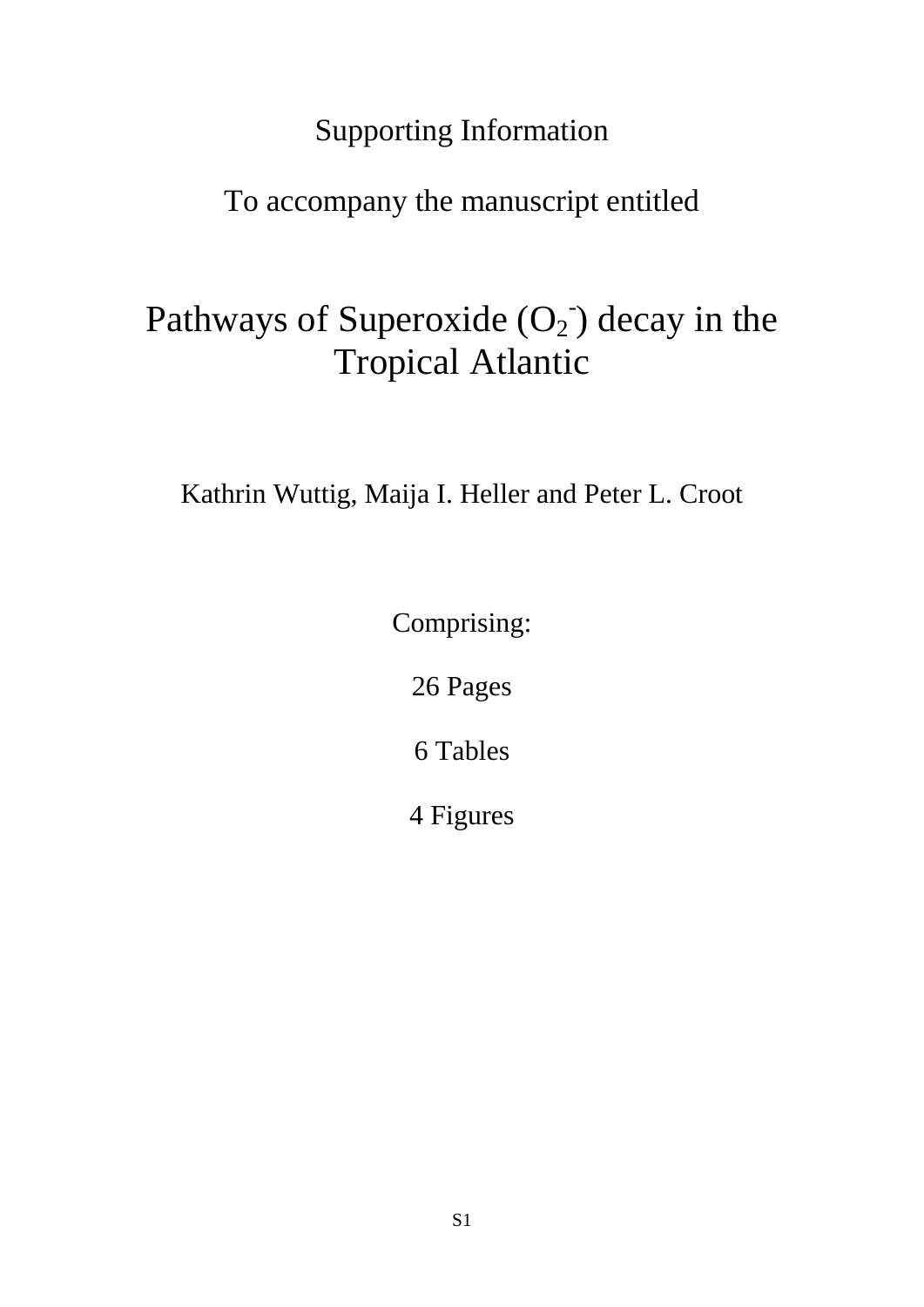Supporting Information

To accompany the manuscript entitled

# Pathways of Superoxide ($O_2^-$) decay in the Tropical Atlantic

Kathrin Wuttig, Maija I. Heller and Peter L. Croot

Comprising:

26 Pages

6 Tables

4 Figures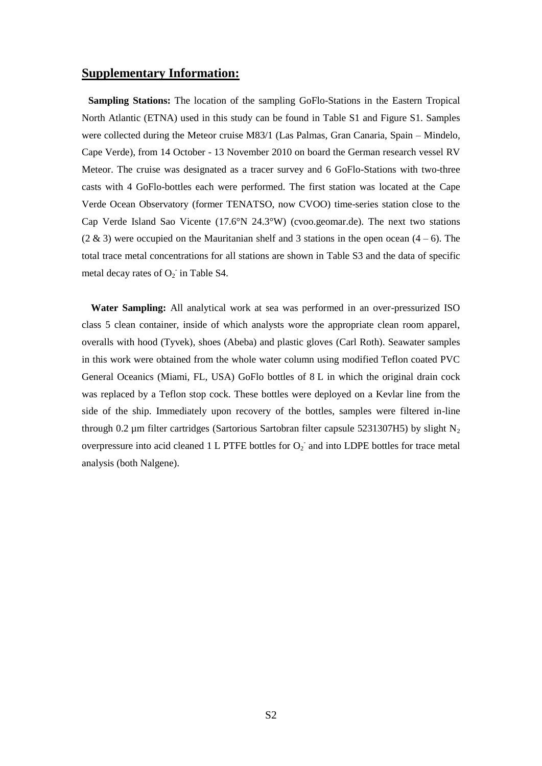## Supplementary Information:

**Sampling Stations:** The location of the sampling GoFlo-Stations in the Eastern Tropical North Atlantic (ETNA) used in this study can be found in Table S1 and Figure S1. Samples were collected during the Meteor cruise M83/1 (Las Palmas, Gran Canaria, Spain – Mindelo, Cape Verde), from 14 October - 13 November 2010 on board the German research vessel RV Meteor. The cruise was designated as a tracer survey and 6 GoFlo-Stations with two-three casts with 4 GoFlo-bottles each were performed. The first station was located at the Cape Verde Ocean Observatory (former TENATSO, now CVOO) time-series station close to the Cap Verde Island Sao Vicente (17.6°N 24.3°W) (cvoo.geomar.de). The next two stations (2 & 3) were occupied on the Mauritanian shelf and 3 stations in the open ocean (4 – 6). The total trace metal concentrations for all stations are shown in Table S3 and the data of specific metal decay rates of $O_2^-$ in Table S4.

**Water Sampling:** All analytical work at sea was performed in an over-pressurized ISO class 5 clean container, inside of which analysts wore the appropriate clean room apparel, overalls with hood (Tyvek), shoes (Abeba) and plastic gloves (Carl Roth). Seawater samples in this work were obtained from the whole water column using modified Teflon coated PVC General Oceanics (Miami, FL, USA) GoFlo bottles of 8 L in which the original drain cock was replaced by a Teflon stop cock. These bottles were deployed on a Kevlar line from the side of the ship. Immediately upon recovery of the bottles, samples were filtered in-line through 0.2 µm filter cartridges (Sartorious Sartobran filter capsule 5231307H5) by slight $N_2$ overpressure into acid cleaned 1 L PTFE bottles for $O_2^-$ and into LDPE bottles for trace metal analysis (both Nalgene).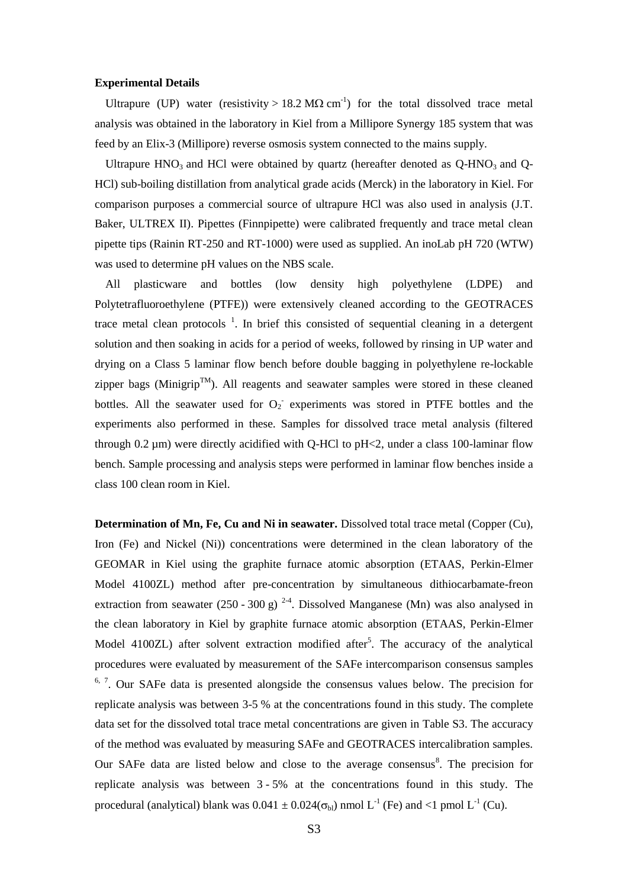**Experimental Details**

Ultrapure (UP) water (resistivity > 18.2 MΩ $cm^{-1}$) for the total dissolved trace metal analysis was obtained in the laboratory in Kiel from a Millipore Synergy 185 system that was feed by an Elix-3 (Millipore) reverse osmosis system connected to the mains supply.

Ultrapure $HNO_3$ and HCl were obtained by quartz (hereafter denoted as Q-$HNO_3$ and Q-HCl) sub-boiling distillation from analytical grade acids (Merck) in the laboratory in Kiel. For comparison purposes a commercial source of ultrapure HCl was also used in analysis (J.T. Baker, ULTREX II). Pipettes (Finnpipette) were calibrated frequently and trace metal clean pipette tips (Rainin RT-250 and RT-1000) were used as supplied. An inoLab pH 720 (WTW) was used to determine pH values on the NBS scale.

All plasticware and bottles (low density high polyethylene (LDPE) and Polytetrafluoroethylene (PTFE)) were extensively cleaned according to the GEOTRACES trace metal clean protocols [1]. In brief this consisted of sequential cleaning in a detergent solution and then soaking in acids for a period of weeks, followed by rinsing in UP water and drying on a Class 5 laminar flow bench before double bagging in polyethylene re-lockable zipper bags (Minigrip™). All reagents and seawater samples were stored in these cleaned bottles. All the seawater used for $O_2^-$ experiments was stored in PTFE bottles and the experiments also performed in these. Samples for dissolved trace metal analysis (filtered through 0.2 µm) were directly acidified with Q-HCl to pH<2, under a class 100-laminar flow bench. Sample processing and analysis steps were performed in laminar flow benches inside a class 100 clean room in Kiel.

**Determination of Mn, Fe, Cu and Ni in seawater.** Dissolved total trace metal (Copper (Cu), Iron (Fe) and Nickel (Ni)) concentrations were determined in the clean laboratory of the GEOMAR in Kiel using the graphite furnace atomic absorption (ETAAS, Perkin-Elmer Model 4100ZL) method after pre-concentration by simultaneous dithiocarbamate-freon extraction from seawater (250 - 300 g) [2-4]. Dissolved Manganese (Mn) was also analysed in the clean laboratory in Kiel by graphite furnace atomic absorption (ETAAS, Perkin-Elmer Model 4100ZL) after solvent extraction modified after[5]. The accuracy of the analytical procedures were evaluated by measurement of the SAFe intercomparison consensus samples [6, 7]. Our SAFe data is presented alongside the consensus values below. The precision for replicate analysis was between 3-5 % at the concentrations found in this study. The complete data set for the dissolved total trace metal concentrations are given in Table S3. The accuracy of the method was evaluated by measuring SAFe and GEOTRACES intercalibration samples. Our SAFe data are listed below and close to the average consensus[8]. The precision for replicate analysis was between 3 - 5% at the concentrations found in this study. The procedural (analytical) blank was $0.041 \pm 0.024(\sigma_{bl})$ nmol $L^{-1}$ (Fe) and <1 pmol $L^{-1}$ (Cu).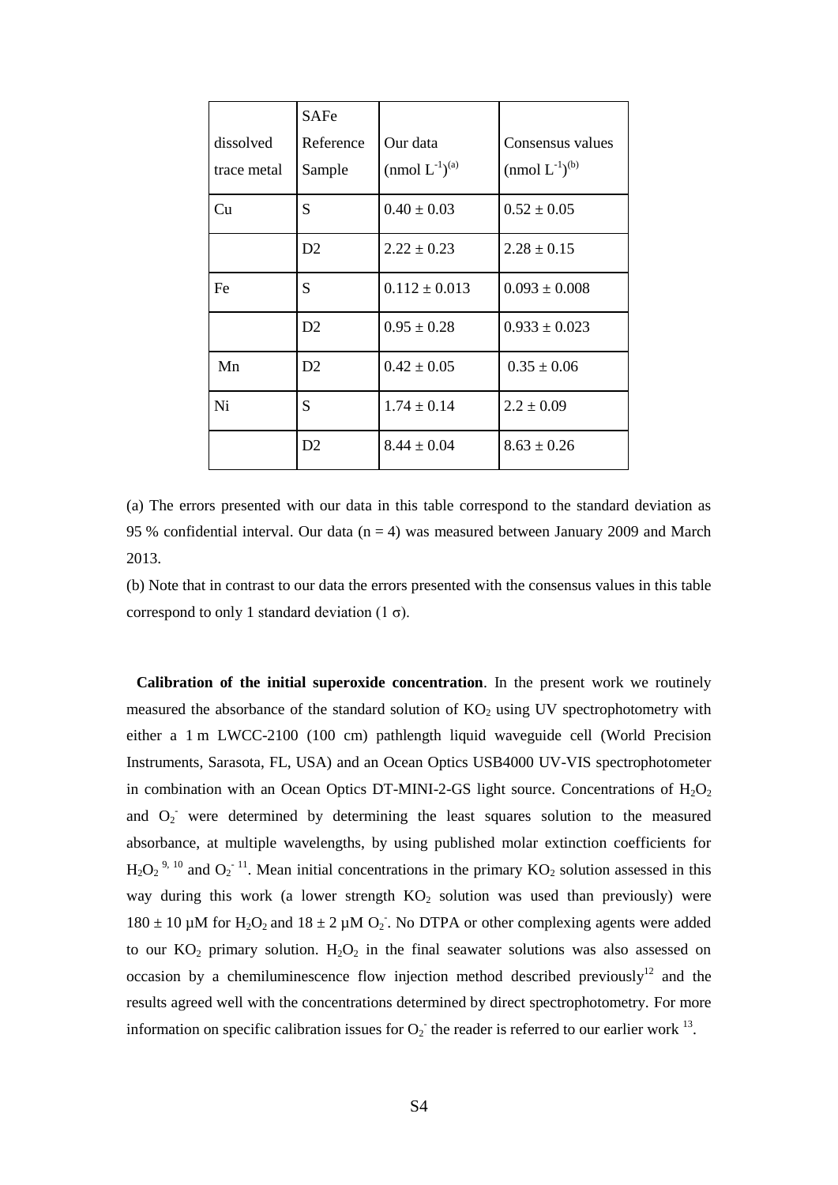| dissolved trace metal | SAFe Reference Sample | Our data (nmol $L^{-1}$)[(a)] | Consensus values (nmol $L^{-1}$)[(b)] |
|---|---|---|---|
| Cu | S | $0.40 \pm 0.03$ | $0.52 \pm 0.05$ |
| | D2 | $2.22 \pm 0.23$ | $2.28 \pm 0.15$ |
| Fe | S | $0.112 \pm 0.013$ | $0.093 \pm 0.008$ |
| | D2 | $0.95 \pm 0.28$ | $0.933 \pm 0.023$ |
| Mn | D2 | $0.42 \pm 0.05$ | $0.35 \pm 0.06$ |
| Ni | S | $1.74 \pm 0.14$ | $2.2 \pm 0.09$ |
| | D2 | $8.44 \pm 0.04$ | $8.63 \pm 0.26$ |

(a) The errors presented with our data in this table correspond to the standard deviation as 95 % confidential interval. Our data (n = 4) was measured between January 2009 and March 2013.

(b) Note that in contrast to our data the errors presented with the consensus values in this table correspond to only 1 standard deviation (1 σ).

**Calibration of the initial superoxide concentration**. In the present work we routinely measured the absorbance of the standard solution of $KO_2$ using UV spectrophotometry with either a 1 m LWCC-2100 (100 cm) pathlength liquid waveguide cell (World Precision Instruments, Sarasota, FL, USA) and an Ocean Optics USB4000 UV-VIS spectrophotometer in combination with an Ocean Optics DT-MINI-2-GS light source. Concentrations of $H_2O_2$ and $O_2^-$ were determined by determining the least squares solution to the measured absorbance, at multiple wavelengths, by using published molar extinction coefficients for $H_2O_2$ [9, 10] and $O_2^-$ [11]. Mean initial concentrations in the primary $KO_2$ solution assessed in this way during this work (a lower strength $KO_2$ solution was used than previously) were $180 \pm 10$ µM for $H_2O_2$ and $18 \pm 2$ µM $O_2^-$. No DTPA or other complexing agents were added to our $KO_2$ primary solution. $H_2O_2$ in the final seawater solutions was also assessed on occasion by a chemiluminescence flow injection method described previously[12] and the results agreed well with the concentrations determined by direct spectrophotometry. For more information on specific calibration issues for $O_2^-$ the reader is referred to our earlier work [13].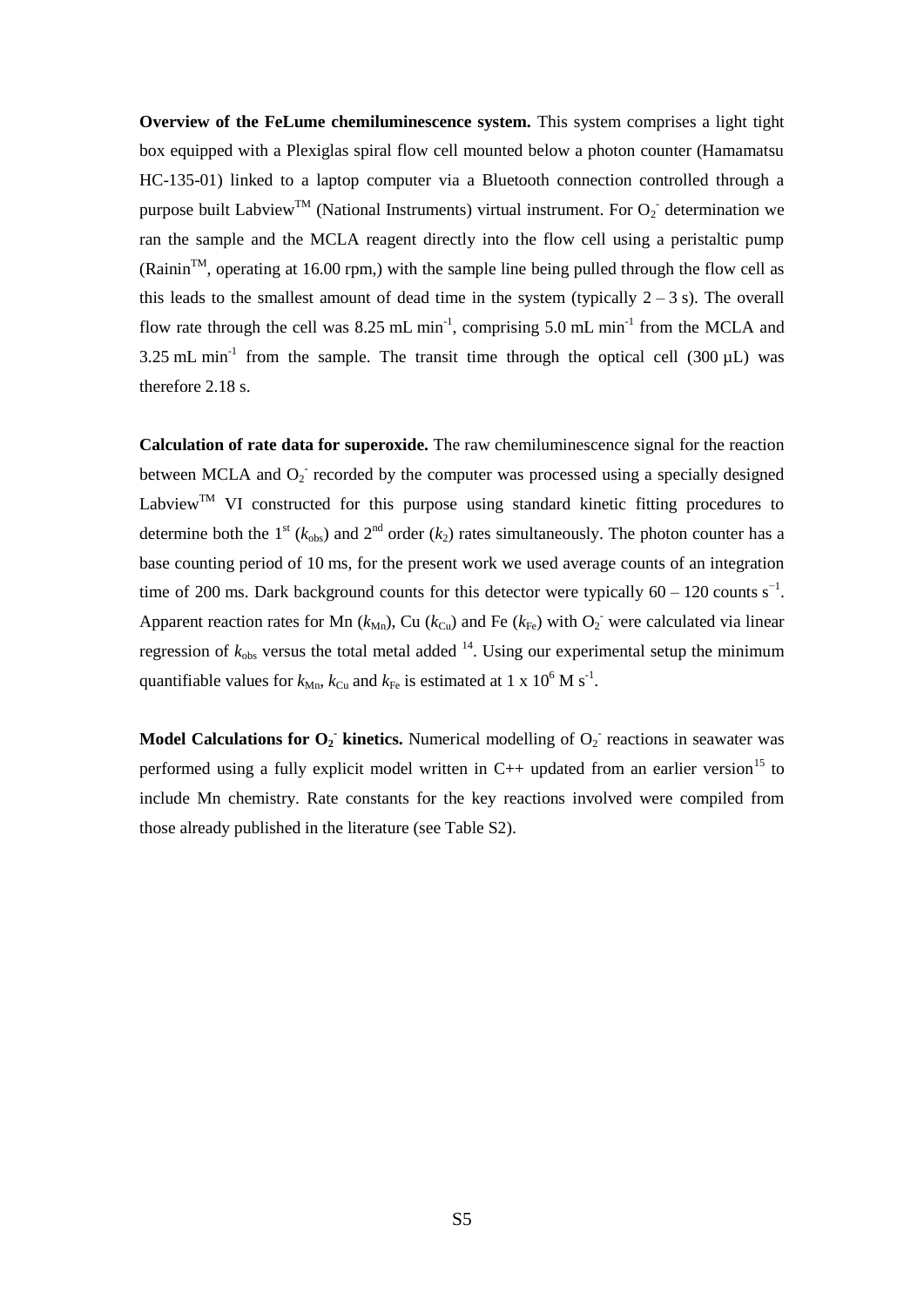**Overview of the FeLume chemiluminescence system.** This system comprises a light tight box equipped with a Plexiglas spiral flow cell mounted below a photon counter (Hamamatsu HC-135-01) linked to a laptop computer via a Bluetooth connection controlled through a purpose built Labview™ (National Instruments) virtual instrument. For $O_2^-$ determination we ran the sample and the MCLA reagent directly into the flow cell using a peristaltic pump (Rainin™, operating at 16.00 rpm,) with the sample line being pulled through the flow cell as this leads to the smallest amount of dead time in the system (typically 2 – 3 s). The overall flow rate through the cell was 8.25 mL min$^{-1}$, comprising 5.0 mL min$^{-1}$ from the MCLA and 3.25 mL min$^{-1}$ from the sample. The transit time through the optical cell (300 µL) was therefore 2.18 s.

**Calculation of rate data for superoxide.** The raw chemiluminescence signal for the reaction between MCLA and $O_2^-$ recorded by the computer was processed using a specially designed Labview™ VI constructed for this purpose using standard kinetic fitting procedures to determine both the 1st ($k_{obs}$) and 2nd order ($k_2$) rates simultaneously. The photon counter has a base counting period of 10 ms, for the present work we used average counts of an integration time of 200 ms. Dark background counts for this detector were typically 60 – 120 counts s$^{-1}$. Apparent reaction rates for Mn ($k_{Mn}$), Cu ($k_{Cu}$) and Fe ($k_{Fe}$) with $O_2^-$ were calculated via linear regression of $k_{obs}$ versus the total metal added [14]. Using our experimental setup the minimum quantifiable values for $k_{Mn}$, $k_{Cu}$ and $k_{Fe}$ is estimated at $1 \times 10^6$ M s$^{-1}$.

**Model Calculations for $O_2^-$ kinetics.** Numerical modelling of $O_2^-$ reactions in seawater was performed using a fully explicit model written in C++ updated from an earlier version[15] to include Mn chemistry. Rate constants for the key reactions involved were compiled from those already published in the literature (see Table S2).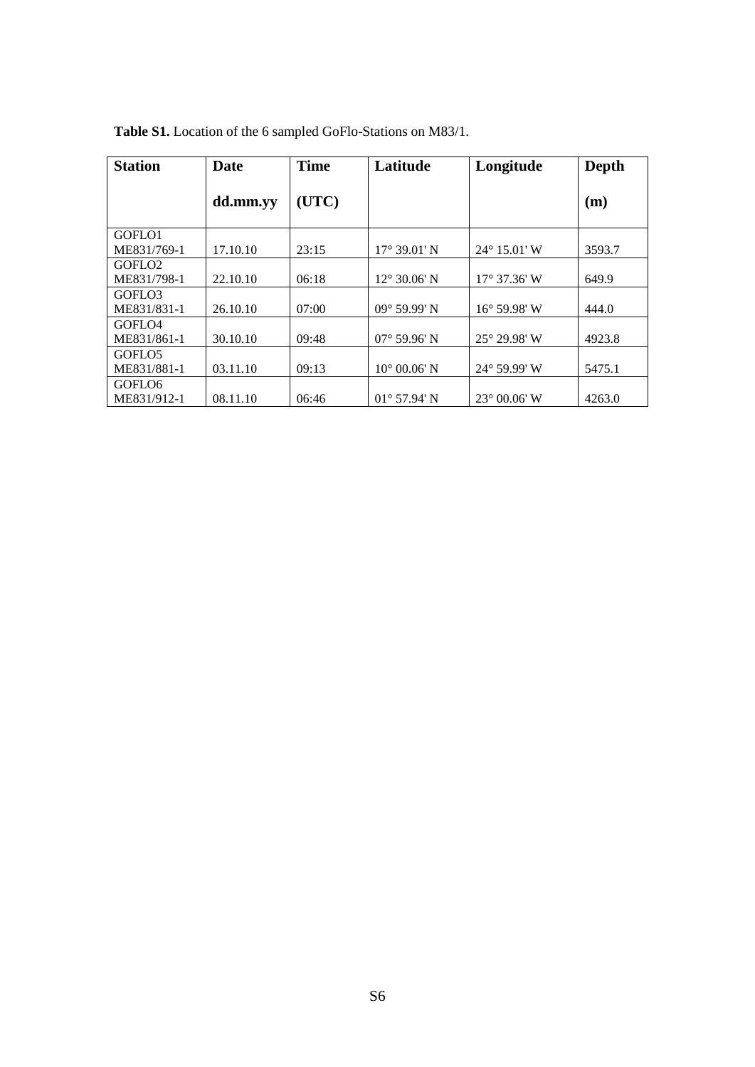**Table S1.** Location of the 6 sampled GoFlo-Stations on M83/1.

| Station | Date dd.mm.yy | Time (UTC) | Latitude | Longitude | Depth (m) |
|---|---|---|---|---|---|
| GOFLO1 ME831/769-1 | 17.10.10 | 23:15 | 17° 39.01' N | 24° 15.01' W | 3593.7 |
| GOFLO2 ME831/798-1 | 22.10.10 | 06:18 | 12° 30.06' N | 17° 37.36' W | 649.9 |
| GOFLO3 ME831/831-1 | 26.10.10 | 07:00 | 09° 59.99' N | 16° 59.98' W | 444.0 |
| GOFLO4 ME831/861-1 | 30.10.10 | 09:48 | 07° 59.96' N | 25° 29.98' W | 4923.8 |
| GOFLO5 ME831/881-1 | 03.11.10 | 09:13 | 10° 00.06' N | 24° 59.99' W | 5475.1 |
| GOFLO6 ME831/912-1 | 08.11.10 | 06:46 | 01° 57.94' N | 23° 00.06' W | 4263.0 |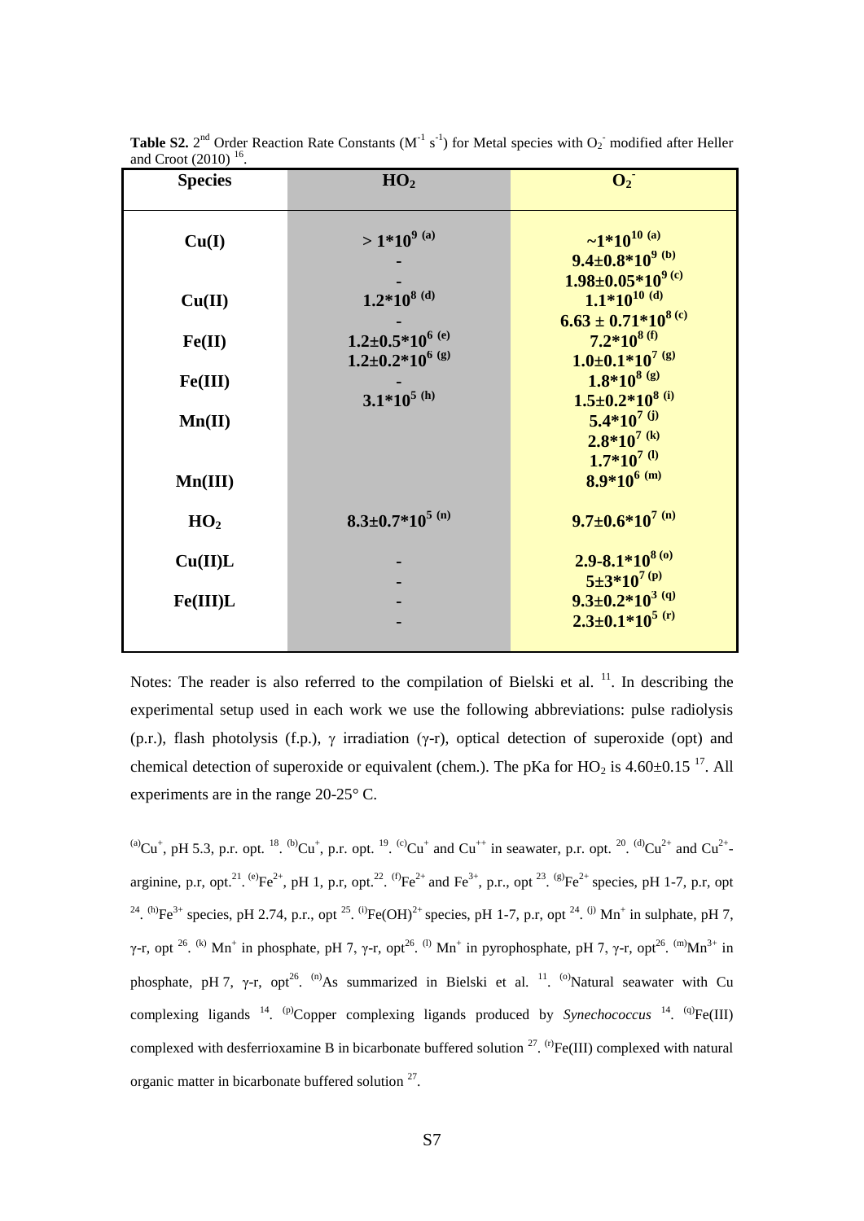**Table S2.** $2^{nd}$ Order Reaction Rate Constants ($M^{-1}\ s^{-1}$) for Metal species with $O_2^-$ modified after Heller and Croot (2010) [16].

| Species | $HO_2$ | $O_2^-$ |
|---|---|---|
| Cu(I) | $>1*10^{9}$ [a] | $\sim 1*10^{10}$ [a] |
| | - | $9.4 \pm 0.8*10^{9}$ [b] |
| | - | $1.98 \pm 0.05*10^{9}$ [c] |
| Cu(II) | $1.2*10^{8}$ [d] | $1.1*10^{10}$ [d] |
| | - | $6.63 \pm 0.71*10^{8}$ [c] |
| Fe(II) | $1.2 \pm 0.5*10^{6}$ [e] | $7.2*10^{8}$ [f] |
| | $1.2 \pm 0.2*10^{6}$ [g] | $1.0 \pm 0.1*10^{7}$ [g] |
| Fe(III) | - | $1.8*10^{8}$ [g] |
| | $3.1*10^{5}$ [h] | $1.5 \pm 0.2*10^{8}$ [i] |
| Mn(II) | | $5.4*10^{7}$ [j] |
| | | $2.8*10^{7}$ [k] |
| | | $1.7*10^{7}$ [l] |
| Mn(III) | | $8.9*10^{6}$ [m] |
| $HO_2$ | $8.3 \pm 0.7*10^{5}$ [n] | $9.7 \pm 0.6*10^{7}$ [n] |
| Cu(II)L | - | $2.9\text{-}8.1*10^{8}$ [o] |
| | - | $5 \pm 3*10^{7}$ [p] |
| Fe(III)L | - | $9.3 \pm 0.2*10^{3}$ [q] |
| | - | $2.3 \pm 0.1*10^{5}$ [r] |

Notes: The reader is also referred to the compilation of Bielski et al. [11]. In describing the experimental setup used in each work we use the following abbreviations: pulse radiolysis (p.r.), flash photolysis (f.p.), $\gamma$ irradiation ($\gamma$-r), optical detection of superoxide (opt) and chemical detection of superoxide or equivalent (chem.). The pKa for $HO_2$ is $4.60 \pm 0.15$ [17]. All experiments are in the range 20-25° C.

[a] $Cu^+$, pH 5.3, p.r. opt. [18]. [b] $Cu^+$, p.r. opt. [19]. [c] $Cu^+$ and $Cu^{++}$ in seawater, p.r. opt. [20]. [d] $Cu^{2+}$ and $Cu^{2+}$-arginine, p.r, opt.[21]. [e] $Fe^{2+}$, pH 1, p.r, opt.[22]. [f] $Fe^{2+}$ and $Fe^{3+}$, p.r., opt [23]. [g] $Fe^{2+}$ species, pH 1-7, p.r, opt [24]. [h] $Fe^{3+}$ species, pH 2.74, p.r., opt [25]. [i] $Fe(OH)^{2+}$ species, pH 1-7, p.r, opt [24]. [j] $Mn^+$ in sulphate, pH 7, $\gamma$-r, opt [26]. [k] $Mn^+$ in phosphate, pH 7, $\gamma$-r, opt[26]. [l] $Mn^+$ in pyrophosphate, pH 7, $\gamma$-r, opt[26]. [m] $Mn^{3+}$ in phosphate, pH 7, $\gamma$-r, opt[26]. [n] As summarized in Bielski et al. [11]. [o] Natural seawater with Cu complexing ligands [14]. [p] Copper complexing ligands produced by *Synechococcus* [14]. [q] Fe(III) complexed with desferrioxamine B in bicarbonate buffered solution [27]. [r] Fe(III) complexed with natural organic matter in bicarbonate buffered solution [27].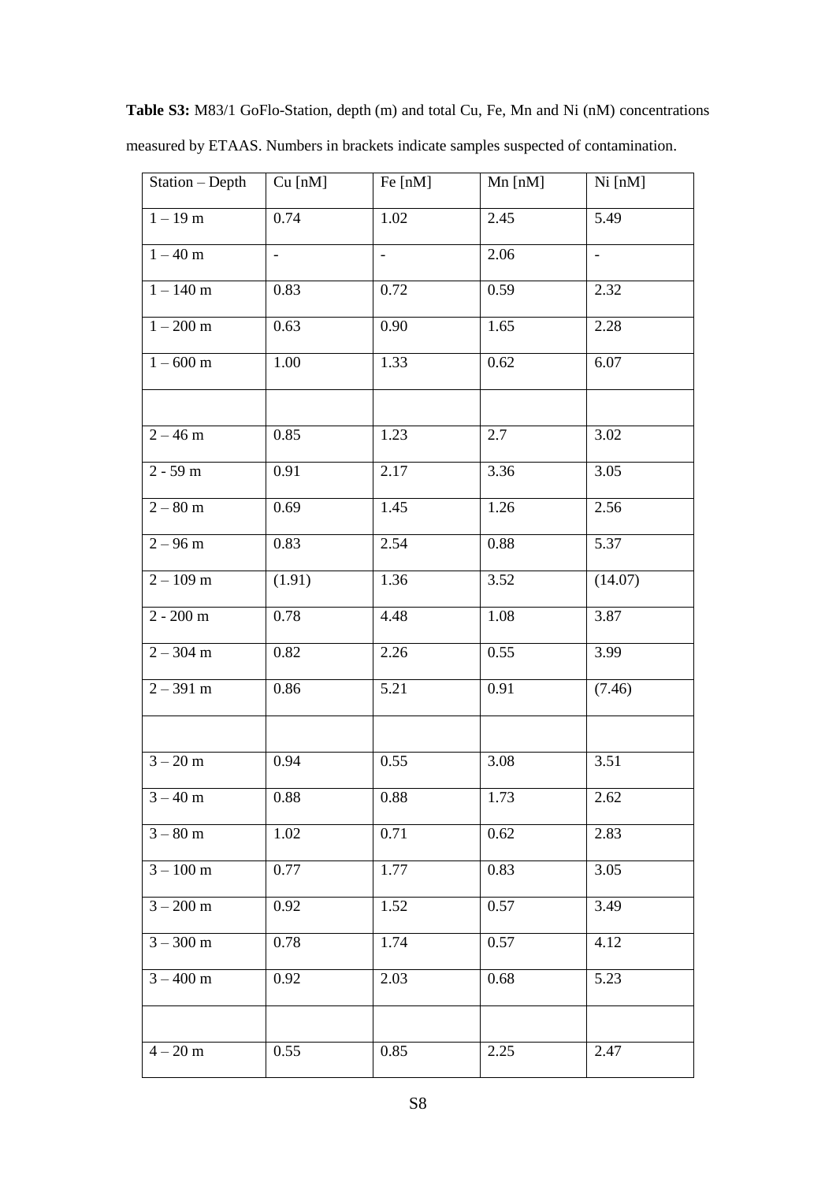**Table S3:** M83/1 GoFlo-Station, depth (m) and total Cu, Fe, Mn and Ni (nM) concentrations measured by ETAAS. Numbers in brackets indicate samples suspected of contamination.

| Station – Depth | Cu [nM] | Fe [nM] | Mn [nM] | Ni [nM] |
|---|---|---|---|---|
| 1 – 19 m | 0.74 | 1.02 | 2.45 | 5.49 |
| 1 – 40 m | - | - | 2.06 | - |
| 1 – 140 m | 0.83 | 0.72 | 0.59 | 2.32 |
| 1 – 200 m | 0.63 | 0.90 | 1.65 | 2.28 |
| 1 – 600 m | 1.00 | 1.33 | 0.62 | 6.07 |
| | | | | |
| 2 – 46 m | 0.85 | 1.23 | 2.7 | 3.02 |
| 2 - 59 m | 0.91 | 2.17 | 3.36 | 3.05 |
| 2 – 80 m | 0.69 | 1.45 | 1.26 | 2.56 |
| 2 – 96 m | 0.83 | 2.54 | 0.88 | 5.37 |
| 2 – 109 m | (1.91) | 1.36 | 3.52 | (14.07) |
| 2 - 200 m | 0.78 | 4.48 | 1.08 | 3.87 |
| 2 – 304 m | 0.82 | 2.26 | 0.55 | 3.99 |
| 2 – 391 m | 0.86 | 5.21 | 0.91 | (7.46) |
| | | | | |
| 3 – 20 m | 0.94 | 0.55 | 3.08 | 3.51 |
| 3 – 40 m | 0.88 | 0.88 | 1.73 | 2.62 |
| 3 – 80 m | 1.02 | 0.71 | 0.62 | 2.83 |
| 3 – 100 m | 0.77 | 1.77 | 0.83 | 3.05 |
| 3 – 200 m | 0.92 | 1.52 | 0.57 | 3.49 |
| 3 – 300 m | 0.78 | 1.74 | 0.57 | 4.12 |
| 3 – 400 m | 0.92 | 2.03 | 0.68 | 5.23 |
| | | | | |
| 4 – 20 m | 0.55 | 0.85 | 2.25 | 2.47 |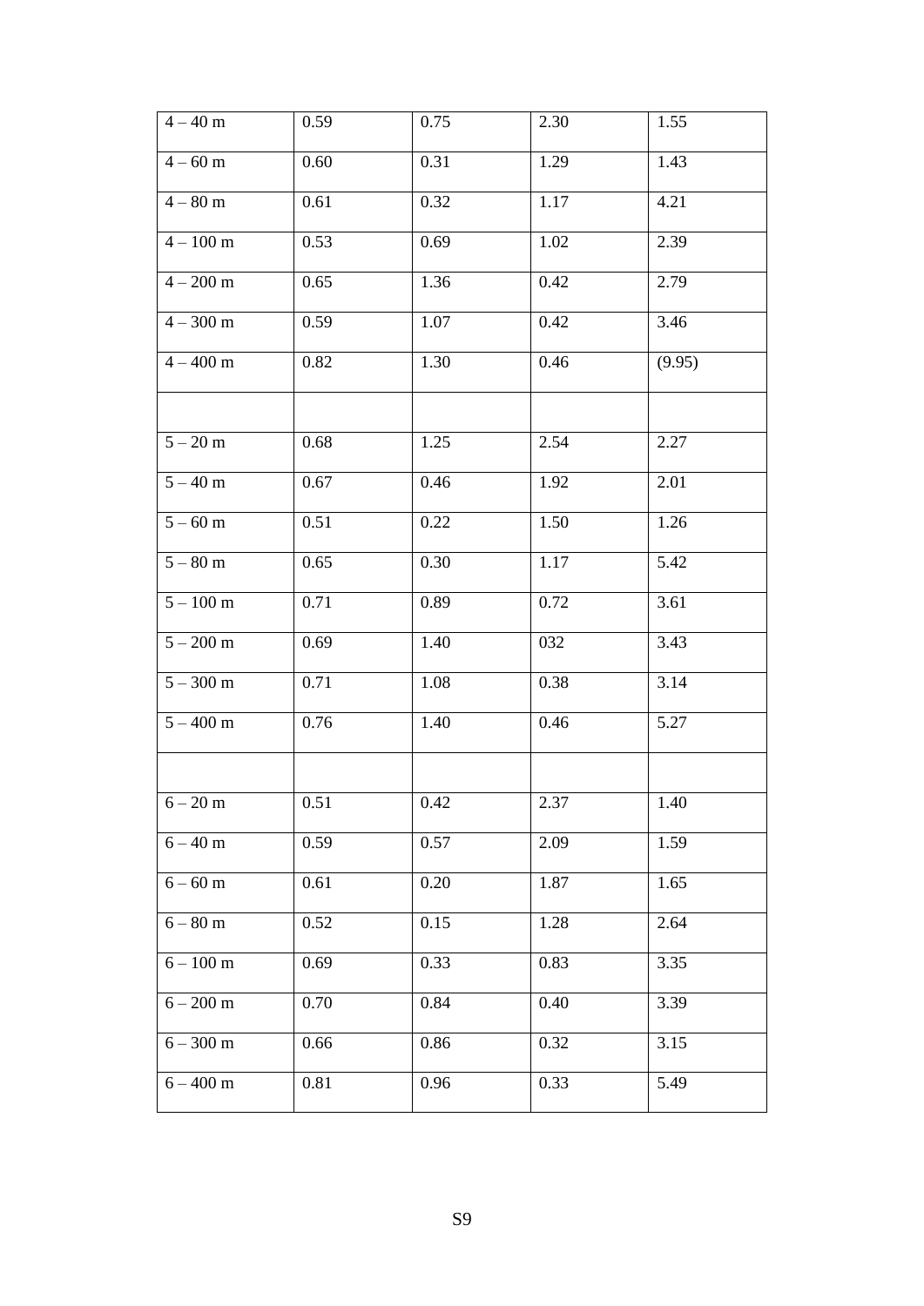| | | | | |
|---|---|---|---|---|
| 4 – 40 m | 0.59 | 0.75 | 2.30 | 1.55 |
| 4 – 60 m | 0.60 | 0.31 | 1.29 | 1.43 |
| 4 – 80 m | 0.61 | 0.32 | 1.17 | 4.21 |
| 4 – 100 m | 0.53 | 0.69 | 1.02 | 2.39 |
| 4 – 200 m | 0.65 | 1.36 | 0.42 | 2.79 |
| 4 – 300 m | 0.59 | 1.07 | 0.42 | 3.46 |
| 4 – 400 m | 0.82 | 1.30 | 0.46 | (9.95) |
| | | | | |
| 5 – 20 m | 0.68 | 1.25 | 2.54 | 2.27 |
| 5 – 40 m | 0.67 | 0.46 | 1.92 | 2.01 |
| 5 – 60 m | 0.51 | 0.22 | 1.50 | 1.26 |
| 5 – 80 m | 0.65 | 0.30 | 1.17 | 5.42 |
| 5 – 100 m | 0.71 | 0.89 | 0.72 | 3.61 |
| 5 – 200 m | 0.69 | 1.40 | 032 | 3.43 |
| 5 – 300 m | 0.71 | 1.08 | 0.38 | 3.14 |
| 5 – 400 m | 0.76 | 1.40 | 0.46 | 5.27 |
| | | | | |
| 6 – 20 m | 0.51 | 0.42 | 2.37 | 1.40 |
| 6 – 40 m | 0.59 | 0.57 | 2.09 | 1.59 |
| 6 – 60 m | 0.61 | 0.20 | 1.87 | 1.65 |
| 6 – 80 m | 0.52 | 0.15 | 1.28 | 2.64 |
| 6 – 100 m | 0.69 | 0.33 | 0.83 | 3.35 |
| 6 – 200 m | 0.70 | 0.84 | 0.40 | 3.39 |
| 6 – 300 m | 0.66 | 0.86 | 0.32 | 3.15 |
| 6 – 400 m | 0.81 | 0.96 | 0.33 | 5.49 |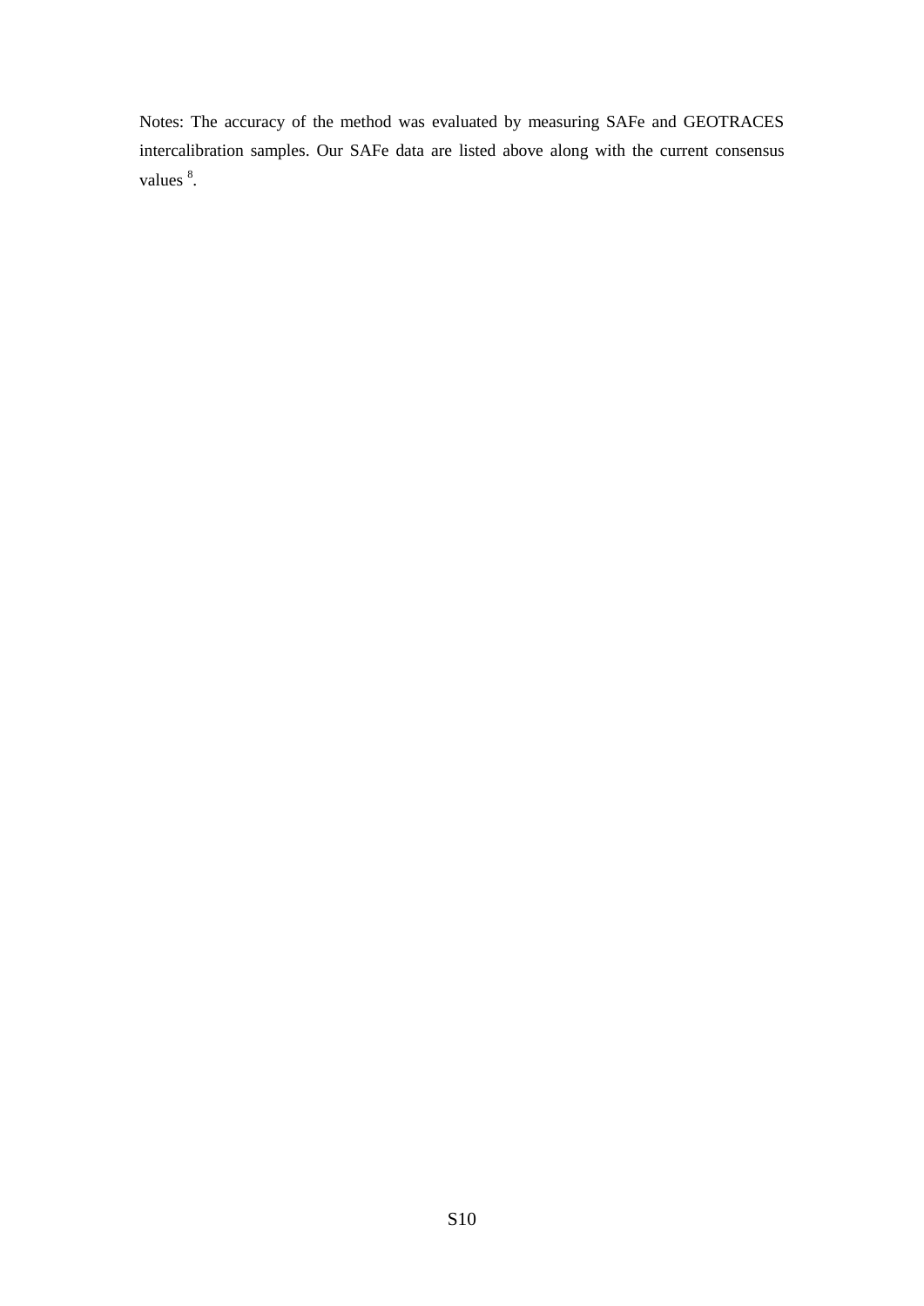Notes: The accuracy of the method was evaluated by measuring SAFe and GEOTRACES intercalibration samples. Our SAFe data are listed above along with the current consensus values [8].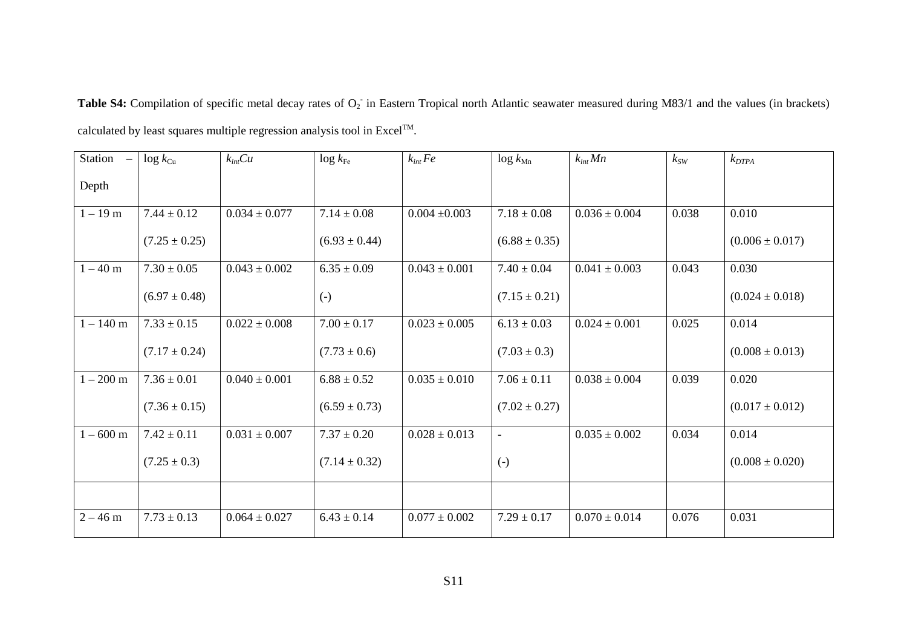**Table S4:** Compilation of specific metal decay rates of $O_2^-$ in Eastern Tropical north Atlantic seawater measured during M83/1 and the values (in brackets) calculated by least squares multiple regression analysis tool in Excel™.

| Station – Depth | $\log k_{Cu}$ | $k_{int}Cu$ | $\log k_{Fe}$ | $k_{int}Fe$ | $\log k_{Mn}$ | $k_{int}Mn$ | $k_{SW}$ | $k_{DTPA}$ |
|---|---|---|---|---|---|---|---|---|
| 1 – 19 m | 7.44 ± 0.12 (7.25 ± 0.25) | 0.034 ± 0.077 | 7.14 ± 0.08 (6.93 ± 0.44) | 0.004 ±0.003 | 7.18 ± 0.08 (6.88 ± 0.35) | 0.036 ± 0.004 | 0.038 | 0.010 (0.006 ± 0.017) |
| 1 – 40 m | 7.30 ± 0.05 (6.97 ± 0.48) | 0.043 ± 0.002 | 6.35 ± 0.09 (-) | 0.043 ± 0.001 | 7.40 ± 0.04 (7.15 ± 0.21) | 0.041 ± 0.003 | 0.043 | 0.030 (0.024 ± 0.018) |
| 1 – 140 m | 7.33 ± 0.15 (7.17 ± 0.24) | 0.022 ± 0.008 | 7.00 ± 0.17 (7.73 ± 0.6) | 0.023 ± 0.005 | 6.13 ± 0.03 (7.03 ± 0.3) | 0.024 ± 0.001 | 0.025 | 0.014 (0.008 ± 0.013) |
| 1 – 200 m | 7.36 ± 0.01 (7.36 ± 0.15) | 0.040 ± 0.001 | 6.88 ± 0.52 (6.59 ± 0.73) | 0.035 ± 0.010 | 7.06 ± 0.11 (7.02 ± 0.27) | 0.038 ± 0.004 | 0.039 | 0.020 (0.017 ± 0.012) |
| 1 – 600 m | 7.42 ± 0.11 (7.25 ± 0.3) | 0.031 ± 0.007 | 7.37 ± 0.20 (7.14 ± 0.32) | 0.028 ± 0.013 | - (-) | 0.035 ± 0.002 | 0.034 | 0.014 (0.008 ± 0.020) |
| | | | | | | | | |
| 2 – 46 m | 7.73 ± 0.13 | 0.064 ± 0.027 | 6.43 ± 0.14 | 0.077 ± 0.002 | 7.29 ± 0.17 | 0.070 ± 0.014 | 0.076 | 0.031 |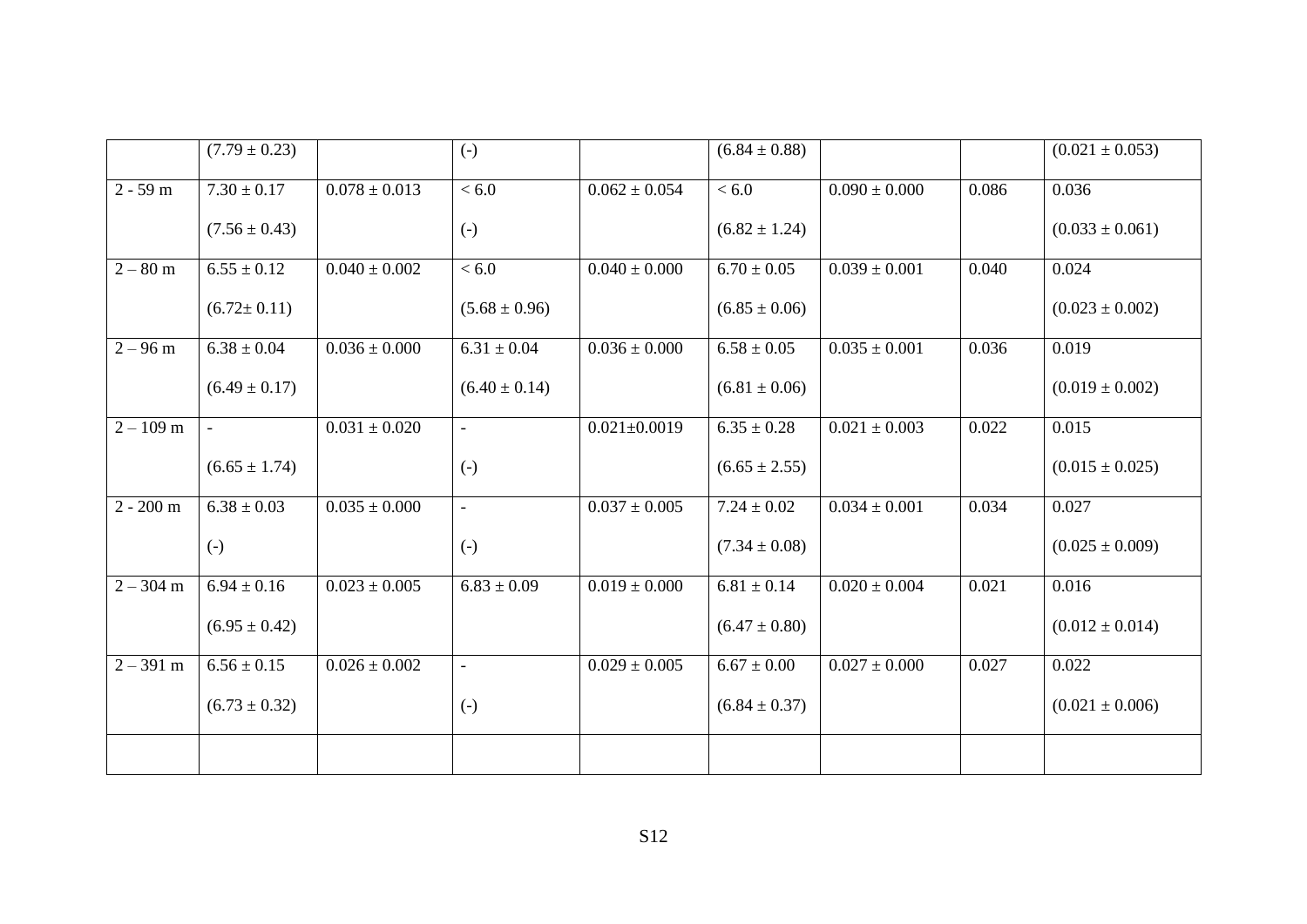| | | | | | | | | |
|---|---|---|---|---|---|---|---|---|
| | (7.79 ± 0.23) | | (-) | | (6.84 ± 0.88) | | | (0.021 ± 0.053) |
| 2 - 59 m | 7.30 ± 0.17<br><br>(7.56 ± 0.43) | 0.078 ± 0.013 | < 6.0<br><br>(-) | 0.062 ± 0.054 | < 6.0<br><br>(6.82 ± 1.24) | 0.090 ± 0.000 | 0.086 | 0.036<br><br>(0.033 ± 0.061) |
| 2 – 80 m | 6.55 ± 0.12<br><br>(6.72± 0.11) | 0.040 ± 0.002 | < 6.0<br><br>(5.68 ± 0.96) | 0.040 ± 0.000 | 6.70 ± 0.05<br><br>(6.85 ± 0.06) | 0.039 ± 0.001 | 0.040 | 0.024<br><br>(0.023 ± 0.002) |
| 2 – 96 m | 6.38 ± 0.04<br><br>(6.49 ± 0.17) | 0.036 ± 0.000 | 6.31 ± 0.04<br><br>(6.40 ± 0.14) | 0.036 ± 0.000 | 6.58 ± 0.05<br><br>(6.81 ± 0.06) | 0.035 ± 0.001 | 0.036 | 0.019<br><br>(0.019 ± 0.002) |
| 2 – 109 m | -<br><br>(6.65 ± 1.74) | 0.031 ± 0.020 | -<br><br>(-) | 0.021±0.0019 | 6.35 ± 0.28<br><br>(6.65 ± 2.55) | 0.021 ± 0.003 | 0.022 | 0.015<br><br>(0.015 ± 0.025) |
| 2 - 200 m | 6.38 ± 0.03<br><br>(-) | 0.035 ± 0.000 | -<br><br>(-) | 0.037 ± 0.005 | 7.24 ± 0.02<br><br>(7.34 ± 0.08) | 0.034 ± 0.001 | 0.034 | 0.027<br><br>(0.025 ± 0.009) |
| 2 – 304 m | 6.94 ± 0.16<br><br>(6.95 ± 0.42) | 0.023 ± 0.005 | 6.83 ± 0.09 | 0.019 ± 0.000 | 6.81 ± 0.14<br><br>(6.47 ± 0.80) | 0.020 ± 0.004 | 0.021 | 0.016<br><br>(0.012 ± 0.014) |
| 2 – 391 m | 6.56 ± 0.15<br><br>(6.73 ± 0.32) | 0.026 ± 0.002 | -<br><br>(-) | 0.029 ± 0.005 | 6.67 ± 0.00<br><br>(6.84 ± 0.37) | 0.027 ± 0.000 | 0.027 | 0.022<br><br>(0.021 ± 0.006) |
| | | | | | | | | |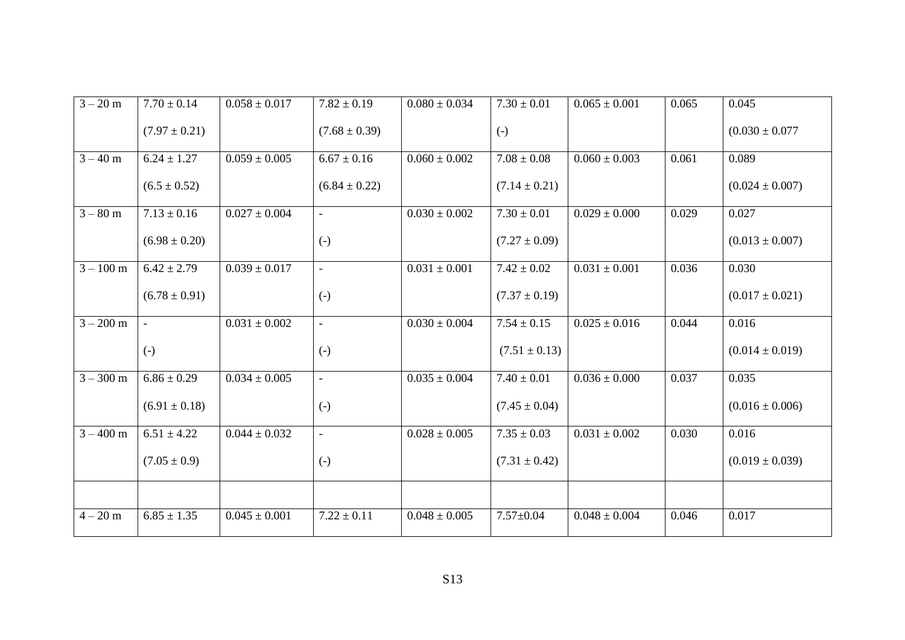| | | | | | | | | |
|---|---|---|---|---|---|---|---|---|
| 3 – 20 m | 7.70 ± 0.14<br><br>(7.97 ± 0.21) | 0.058 ± 0.017 | 7.82 ± 0.19<br><br>(7.68 ± 0.39) | 0.080 ± 0.034 | 7.30 ± 0.01<br><br>(-) | 0.065 ± 0.001 | 0.065 | 0.045<br><br>(0.030 ± 0.077 |
| 3 – 40 m | 6.24 ± 1.27<br><br>(6.5 ± 0.52) | 0.059 ± 0.005 | 6.67 ± 0.16<br><br>(6.84 ± 0.22) | 0.060 ± 0.002 | 7.08 ± 0.08<br><br>(7.14 ± 0.21) | 0.060 ± 0.003 | 0.061 | 0.089<br><br>(0.024 ± 0.007) |
| 3 – 80 m | 7.13 ± 0.16<br><br>(6.98 ± 0.20) | 0.027 ± 0.004 | -<br><br>(-) | 0.030 ± 0.002 | 7.30 ± 0.01<br><br>(7.27 ± 0.09) | 0.029 ± 0.000 | 0.029 | 0.027<br><br>(0.013 ± 0.007) |
| 3 – 100 m | 6.42 ± 2.79<br><br>(6.78 ± 0.91) | 0.039 ± 0.017 | -<br><br>(-) | 0.031 ± 0.001 | 7.42 ± 0.02<br><br>(7.37 ± 0.19) | 0.031 ± 0.001 | 0.036 | 0.030<br><br>(0.017 ± 0.021) |
| 3 – 200 m | -<br><br>(-) | 0.031 ± 0.002 | -<br><br>(-) | 0.030 ± 0.004 | 7.54 ± 0.15<br><br>(7.51 ± 0.13) | 0.025 ± 0.016 | 0.044 | 0.016<br><br>(0.014 ± 0.019) |
| 3 – 300 m | 6.86 ± 0.29<br><br>(6.91 ± 0.18) | 0.034 ± 0.005 | -<br><br>(-) | 0.035 ± 0.004 | 7.40 ± 0.01<br><br>(7.45 ± 0.04) | 0.036 ± 0.000 | 0.037 | 0.035<br><br>(0.016 ± 0.006) |
| 3 – 400 m | 6.51 ± 4.22<br><br>(7.05 ± 0.9) | 0.044 ± 0.032 | -<br><br>(-) | 0.028 ± 0.005 | 7.35 ± 0.03<br><br>(7.31 ± 0.42) | 0.031 ± 0.002 | 0.030 | 0.016<br><br>(0.019 ± 0.039) |
| | | | | | | | | |
| 4 – 20 m | 6.85 ± 1.35 | 0.045 ± 0.001 | 7.22 ± 0.11 | 0.048 ± 0.005 | 7.57±0.04 | 0.048 ± 0.004 | 0.046 | 0.017 |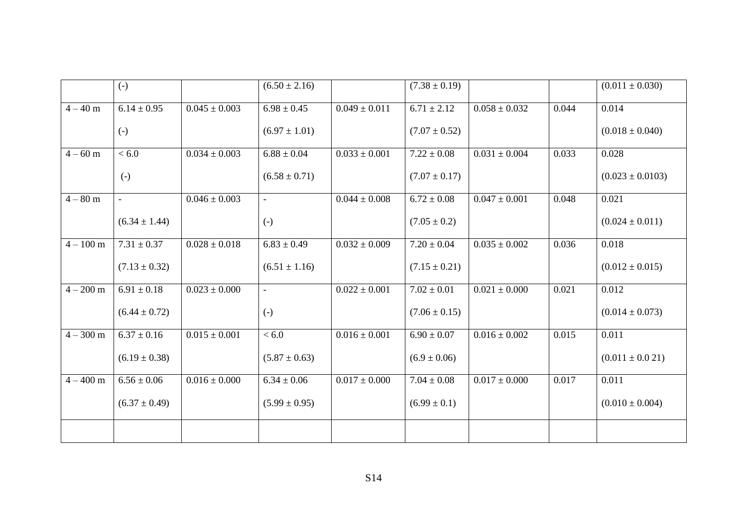| | | | | | | | | |
|---|---|---|---|---|---|---|---|---|
| | (-) | | (6.50 ± 2.16) | | (7.38 ± 0.19) | | | (0.011 ± 0.030) |
| 4 – 40 m | 6.14 ± 0.95<br><br>(-) | 0.045 ± 0.003 | 6.98 ± 0.45<br><br>(6.97 ± 1.01) | 0.049 ± 0.011 | 6.71 ± 2.12<br><br>(7.07 ± 0.52) | 0.058 ± 0.032 | 0.044 | 0.014<br><br>(0.018 ± 0.040) |
| 4 – 60 m | < 6.0<br><br>(-) | 0.034 ± 0.003 | 6.88 ± 0.04<br><br>(6.58 ± 0.71) | 0.033 ± 0.001 | 7.22 ± 0.08<br><br>(7.07 ± 0.17) | 0.031 ± 0.004 | 0.033 | 0.028<br><br>(0.023 ± 0.0103) |
| 4 – 80 m | -<br><br>(6.34 ± 1.44) | 0.046 ± 0.003 | -<br><br>(-) | 0.044 ± 0.008 | 6.72 ± 0.08<br><br>(7.05 ± 0.2) | 0.047 ± 0.001 | 0.048 | 0.021<br><br>(0.024 ± 0.011) |
| 4 – 100 m | 7.31 ± 0.37<br><br>(7.13 ± 0.32) | 0.028 ± 0.018 | 6.83 ± 0.49<br><br>(6.51 ± 1.16) | 0.032 ± 0.009 | 7.20 ± 0.04<br><br>(7.15 ± 0.21) | 0.035 ± 0.002 | 0.036 | 0.018<br><br>(0.012 ± 0.015) |
| 4 – 200 m | 6.91 ± 0.18<br><br>(6.44 ± 0.72) | 0.023 ± 0.000 | -<br><br>(-) | 0.022 ± 0.001 | 7.02 ± 0.01<br><br>(7.06 ± 0.15) | 0.021 ± 0.000 | 0.021 | 0.012<br><br>(0.014 ± 0.073) |
| 4 – 300 m | 6.37 ± 0.16<br><br>(6.19 ± 0.38) | 0.015 ± 0.001 | < 6.0<br><br>(5.87 ± 0.63) | 0.016 ± 0.001 | 6.90 ± 0.07<br><br>(6.9 ± 0.06) | 0.016 ± 0.002 | 0.015 | 0.011<br><br>(0.011 ± 0.0 21) |
| 4 – 400 m | 6.56 ± 0.06<br><br>(6.37 ± 0.49) | 0.016 ± 0.000 | 6.34 ± 0.06<br><br>(5.99 ± 0.95) | 0.017 ± 0.000 | 7.04 ± 0.08<br><br>(6.99 ± 0.1) | 0.017 ± 0.000 | 0.017 | 0.011<br><br>(0.010 ± 0.004) |
| | | | | | | | | |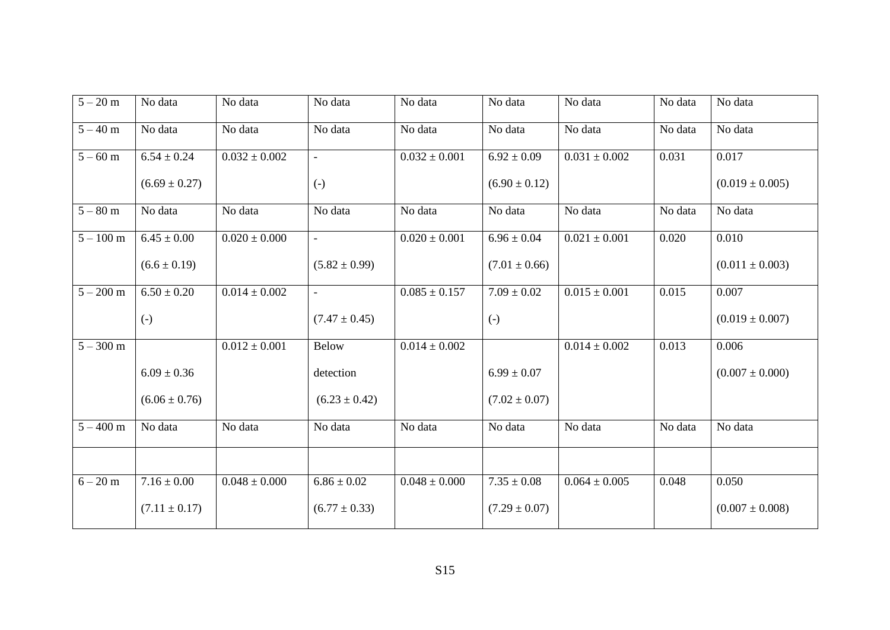| | | | | | | | | |
|---|---|---|---|---|---|---|---|---|
| 5 – 20 m | No data | No data | No data | No data | No data | No data | No data | No data |
| 5 – 40 m | No data | No data | No data | No data | No data | No data | No data | No data |
| 5 – 60 m | 6.54 ± 0.24<br>(6.69 ± 0.27) | 0.032 ± 0.002 | -<br>(-) | 0.032 ± 0.001 | 6.92 ± 0.09<br>(6.90 ± 0.12) | 0.031 ± 0.002 | 0.031 | 0.017<br>(0.019 ± 0.005) |
| 5 – 80 m | No data | No data | No data | No data | No data | No data | No data | No data |
| 5 – 100 m | 6.45 ± 0.00<br>(6.6 ± 0.19) | 0.020 ± 0.000 | -<br>(5.82 ± 0.99) | 0.020 ± 0.001 | 6.96 ± 0.04<br>(7.01 ± 0.66) | 0.021 ± 0.001 | 0.020 | 0.010<br>(0.011 ± 0.003) |
| 5 – 200 m | 6.50 ± 0.20<br>(-) | 0.014 ± 0.002 | -<br>(7.47 ± 0.45) | 0.085 ± 0.157 | 7.09 ± 0.02<br>(-) | 0.015 ± 0.001 | 0.015 | 0.007<br>(0.019 ± 0.007) |
| 5 – 300 m | 6.09 ± 0.36<br>(6.06 ± 0.76) | 0.012 ± 0.001 | Below detection<br>(6.23 ± 0.42) | 0.014 ± 0.002 | 6.99 ± 0.07<br>(7.02 ± 0.07) | 0.014 ± 0.002 | 0.013 | 0.006<br>(0.007 ± 0.000) |
| 5 – 400 m | No data | No data | No data | No data | No data | No data | No data | No data |
| | | | | | | | | |
| 6 – 20 m | 7.16 ± 0.00<br>(7.11 ± 0.17) | 0.048 ± 0.000 | 6.86 ± 0.02<br>(6.77 ± 0.33) | 0.048 ± 0.000 | 7.35 ± 0.08<br>(7.29 ± 0.07) | 0.064 ± 0.005 | 0.048 | 0.050<br>(0.007 ± 0.008) |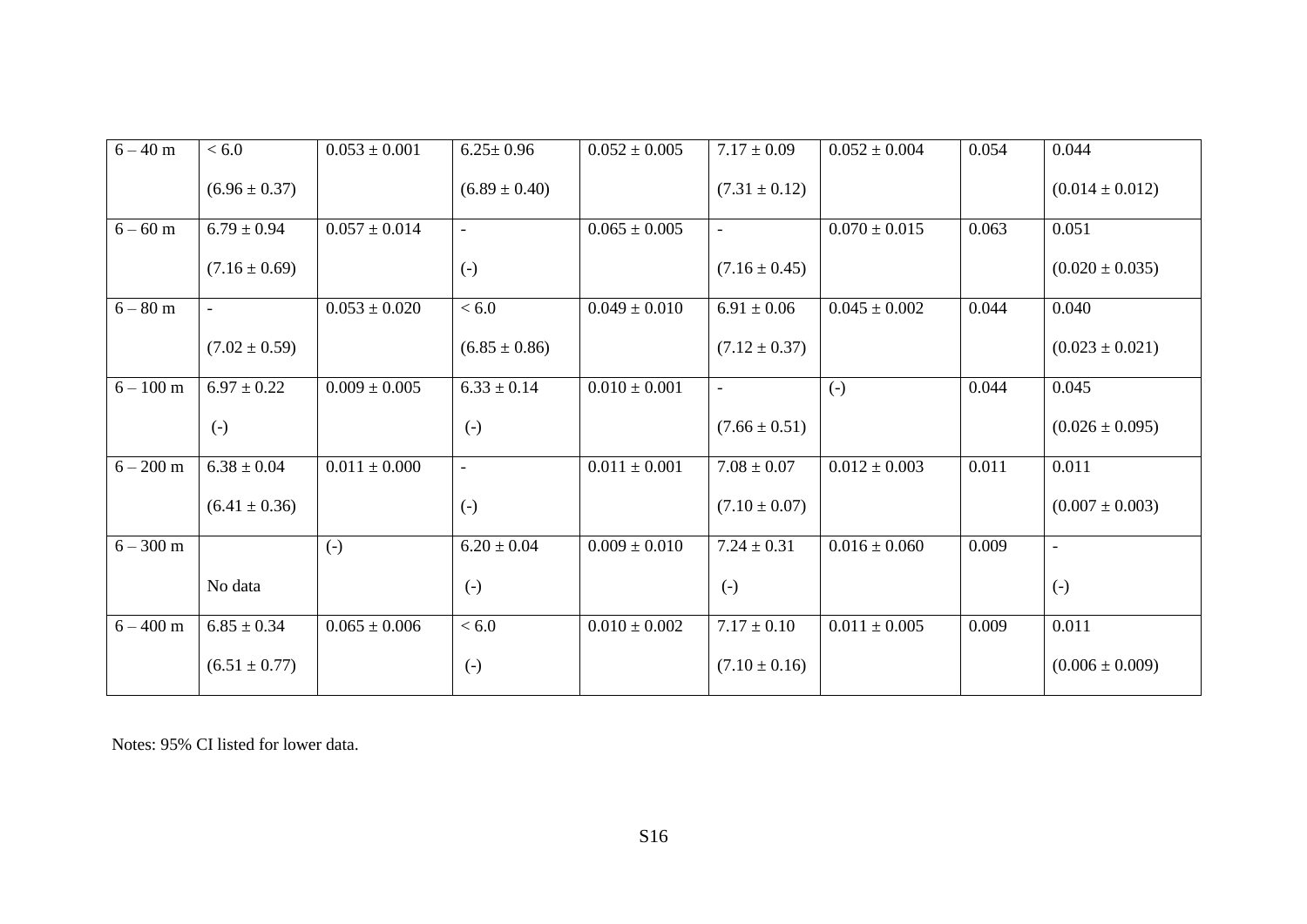| | | | | | | | | |
|---|---|---|---|---|---|---|---|---|
| 6 – 40 m | < 6.0<br>(6.96 ± 0.37) | 0.053 ± 0.001 | 6.25± 0.96<br>(6.89 ± 0.40) | 0.052 ± 0.005 | 7.17 ± 0.09<br>(7.31 ± 0.12) | 0.052 ± 0.004 | 0.054 | 0.044<br>(0.014 ± 0.012) |
| 6 – 60 m | 6.79 ± 0.94<br>(7.16 ± 0.69) | 0.057 ± 0.014 | -<br>(-) | 0.065 ± 0.005 | -<br>(7.16 ± 0.45) | 0.070 ± 0.015 | 0.063 | 0.051<br>(0.020 ± 0.035) |
| 6 – 80 m | -<br>(7.02 ± 0.59) | 0.053 ± 0.020 | < 6.0<br>(6.85 ± 0.86) | 0.049 ± 0.010 | 6.91 ± 0.06<br>(7.12 ± 0.37) | 0.045 ± 0.002 | 0.044 | 0.040<br>(0.023 ± 0.021) |
| 6 – 100 m | 6.97 ± 0.22<br>(-) | 0.009 ± 0.005 | 6.33 ± 0.14<br>(-) | 0.010 ± 0.001 | -<br>(7.66 ± 0.51) | (-) | 0.044 | 0.045<br>(0.026 ± 0.095) |
| 6 – 200 m | 6.38 ± 0.04<br>(6.41 ± 0.36) | 0.011 ± 0.000 | -<br>(-) | 0.011 ± 0.001 | 7.08 ± 0.07<br>(7.10 ± 0.07) | 0.012 ± 0.003 | 0.011 | 0.011<br>(0.007 ± 0.003) |
| 6 – 300 m | No data | (-) | 6.20 ± 0.04<br>(-) | 0.009 ± 0.010 | 7.24 ± 0.31<br>(-) | 0.016 ± 0.060 | 0.009 | -<br>(-) |
| 6 – 400 m | 6.85 ± 0.34<br>(6.51 ± 0.77) | 0.065 ± 0.006 | < 6.0<br>(-) | 0.010 ± 0.002 | 7.17 ± 0.10<br>(7.10 ± 0.16) | 0.011 ± 0.005 | 0.009 | 0.011<br>(0.006 ± 0.009) |

Notes: 95% CI listed for lower data.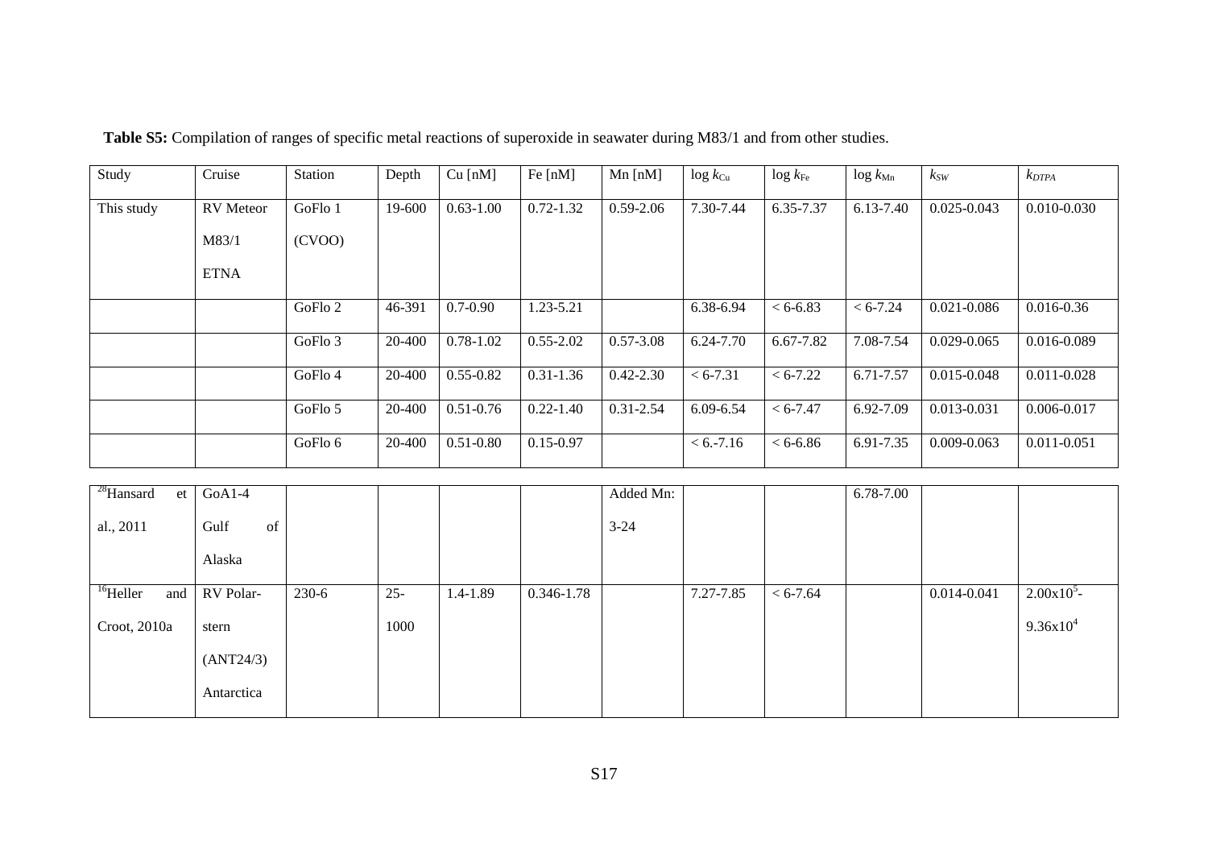**Table S5:** Compilation of ranges of specific metal reactions of superoxide in seawater during M83/1 and from other studies.

| Study | Cruise | Station | Depth | Cu [nM] | Fe [nM] | Mn [nM] | log $k_{Cu}$ | log $k_{Fe}$ | log $k_{Mn}$ | $k_{SW}$ | $k_{DTPA}$ |
|---|---|---|---|---|---|---|---|---|---|---|---|
| This study | RV Meteor M83/1 ETNA | GoFlo 1 (CVOO) | 19-600 | 0.63-1.00 | 0.72-1.32 | 0.59-2.06 | 7.30-7.44 | 6.35-7.37 | 6.13-7.40 | 0.025-0.043 | 0.010-0.030 |
| | | GoFlo 2 | 46-391 | 0.7-0.90 | 1.23-5.21 | | 6.38-6.94 | < 6-6.83 | < 6-7.24 | 0.021-0.086 | 0.016-0.36 |
| | | GoFlo 3 | 20-400 | 0.78-1.02 | 0.55-2.02 | 0.57-3.08 | 6.24-7.70 | 6.67-7.82 | 7.08-7.54 | 0.029-0.065 | 0.016-0.089 |
| | | GoFlo 4 | 20-400 | 0.55-0.82 | 0.31-1.36 | 0.42-2.30 | < 6-7.31 | < 6-7.22 | 6.71-7.57 | 0.015-0.048 | 0.011-0.028 |
| | | GoFlo 5 | 20-400 | 0.51-0.76 | 0.22-1.40 | 0.31-2.54 | 6.09-6.54 | < 6-7.47 | 6.92-7.09 | 0.013-0.031 | 0.006-0.017 |
| | | GoFlo 6 | 20-400 | 0.51-0.80 | 0.15-0.97 | | < 6.-7.16 | < 6-6.86 | 6.91-7.35 | 0.009-0.063 | 0.011-0.051 |
| [28]Hansard et al., 2011 | GoA1-4 Gulf of Alaska | | | | | Added Mn: 3-24 | | | 6.78-7.00 | | |
| [16]Heller and Croot, 2010a | RV Polar-stern (ANT24/3) Antarctica | 230-6 | 25-1000 | 1.4-1.89 | 0.346-1.78 | | 7.27-7.85 | < 6-7.64 | | 0.014-0.041 | $2.00\times10^{5}$-$9.36\times10^{4}$ |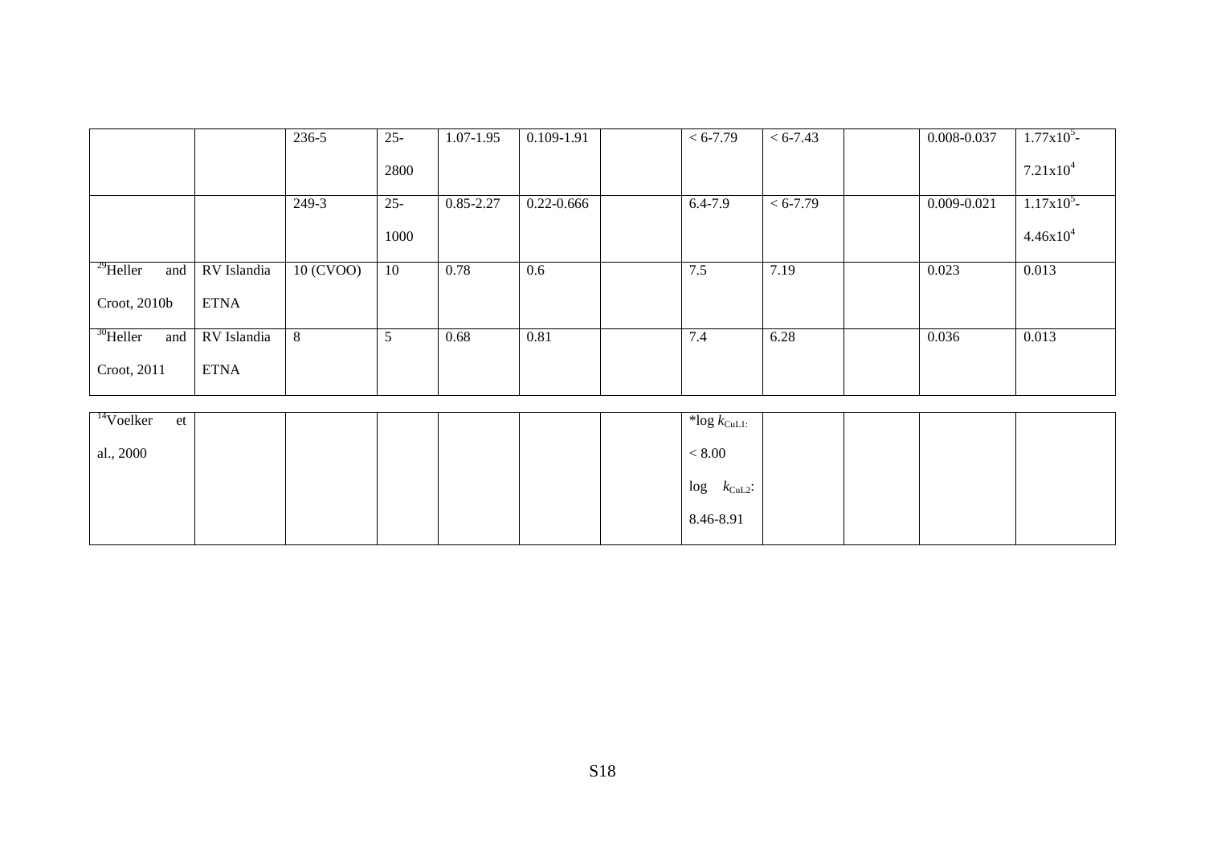| | | | | | | | | | | | |
|---|---|---|---|---|---|---|---|---|---|---|---|
| | | 236-5 | 25-2800 | 1.07-1.95 | 0.109-1.91 | | < 6-7.79 | < 6-7.43 | | 0.008-0.037 | $1.77x10^5$-$7.21x10^4$ |
| | | 249-3 | 25-1000 | 0.85-2.27 | 0.22-0.666 | | 6.4-7.9 | < 6-7.79 | | 0.009-0.021 | $1.17x10^5$-$4.46x10^4$ |
| [29]Heller and Croot, 2010b | RV Islandia ETNA | 10 (CVOO) | 10 | 0.78 | 0.6 | | 7.5 | 7.19 | | 0.023 | 0.013 |
| [30]Heller and Croot, 2011 | RV Islandia ETNA | 8 | 5 | 0.68 | 0.81 | | 7.4 | 6.28 | | 0.036 | 0.013 |
| [14]Voelker et al., 2000 | | | | | | | *log $k_{CuL1}$: < 8.00 log $k_{CuL2}$: 8.46-8.91 | | | | |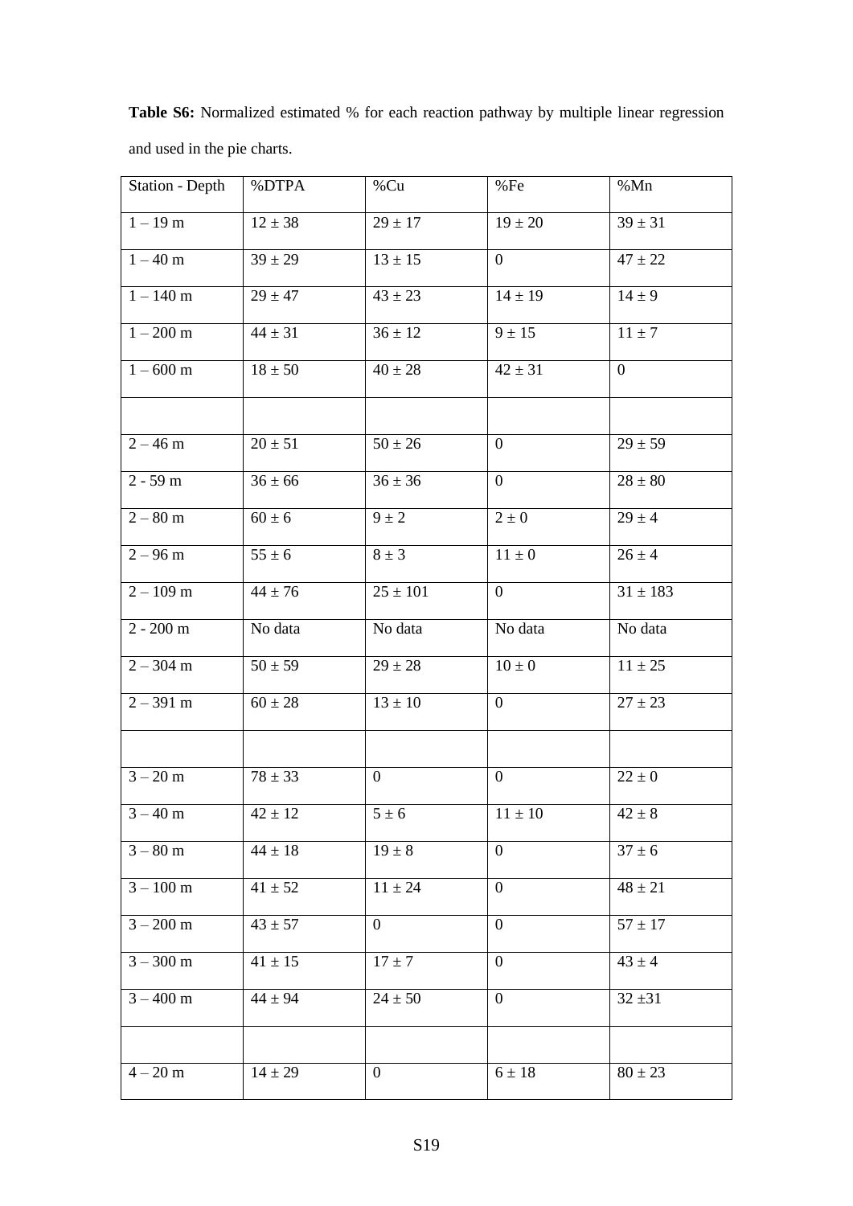**Table S6:** Normalized estimated % for each reaction pathway by multiple linear regression and used in the pie charts.

| Station - Depth | %DTPA | %Cu | %Fe | %Mn |
|---|---|---|---|---|
| 1 – 19 m | 12 ± 38 | 29 ± 17 | 19 ± 20 | 39 ± 31 |
| 1 – 40 m | 39 ± 29 | 13 ± 15 | 0 | 47 ± 22 |
| 1 – 140 m | 29 ± 47 | 43 ± 23 | 14 ± 19 | 14 ± 9 |
| 1 – 200 m | 44 ± 31 | 36 ± 12 | 9 ± 15 | 11 ± 7 |
| 1 – 600 m | 18 ± 50 | 40 ± 28 | 42 ± 31 | 0 |
| | | | | |
| 2 – 46 m | 20 ± 51 | 50 ± 26 | 0 | 29 ± 59 |
| 2 - 59 m | 36 ± 66 | 36 ± 36 | 0 | 28 ± 80 |
| 2 – 80 m | 60 ± 6 | 9 ± 2 | 2 ± 0 | 29 ± 4 |
| 2 – 96 m | 55 ± 6 | 8 ± 3 | 11 ± 0 | 26 ± 4 |
| 2 – 109 m | 44 ± 76 | 25 ± 101 | 0 | 31 ± 183 |
| 2 - 200 m | No data | No data | No data | No data |
| 2 – 304 m | 50 ± 59 | 29 ± 28 | 10 ± 0 | 11 ± 25 |
| 2 – 391 m | 60 ± 28 | 13 ± 10 | 0 | 27 ± 23 |
| | | | | |
| 3 – 20 m | 78 ± 33 | 0 | 0 | 22 ± 0 |
| 3 – 40 m | 42 ± 12 | 5 ± 6 | 11 ± 10 | 42 ± 8 |
| 3 – 80 m | 44 ± 18 | 19 ± 8 | 0 | 37 ± 6 |
| 3 – 100 m | 41 ± 52 | 11 ± 24 | 0 | 48 ± 21 |
| 3 – 200 m | 43 ± 57 | 0 | 0 | 57 ± 17 |
| 3 – 300 m | 41 ± 15 | 17 ± 7 | 0 | 43 ± 4 |
| 3 – 400 m | 44 ± 94 | 24 ± 50 | 0 | 32 ±31 |
| | | | | |
| 4 – 20 m | 14 ± 29 | 0 | 6 ± 18 | 80 ± 23 |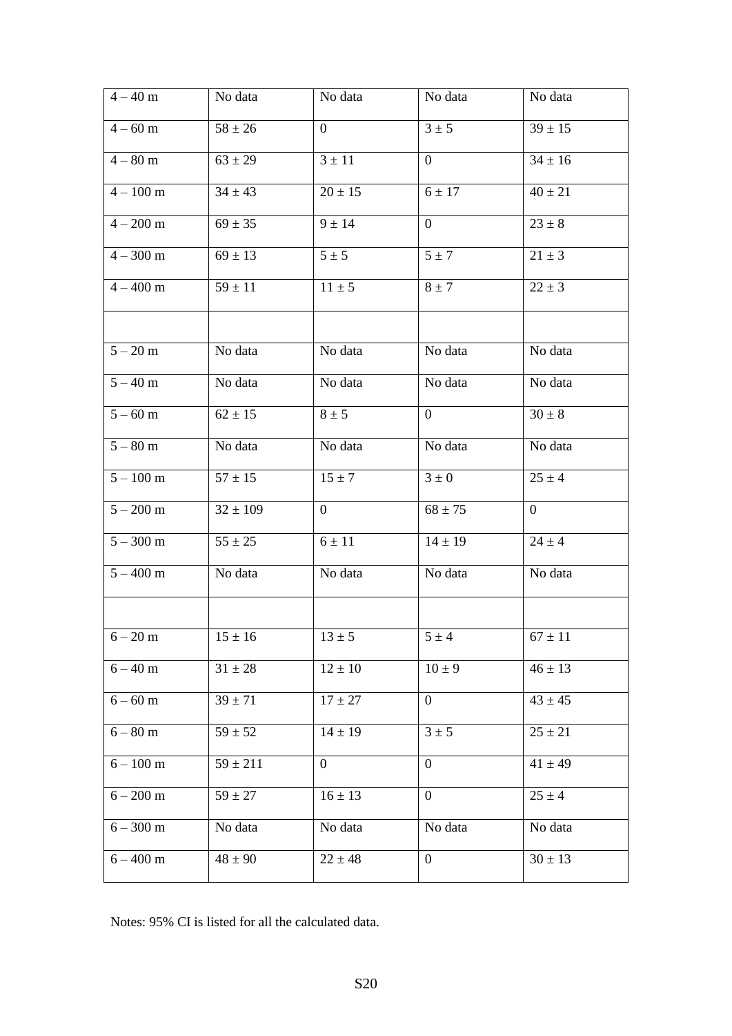| | | | | |
|---|---|---|---|---|
| 4 – 40 m | No data | No data | No data | No data |
| 4 – 60 m | 58 ± 26 | 0 | 3 ± 5 | 39 ± 15 |
| 4 – 80 m | 63 ± 29 | 3 ± 11 | 0 | 34 ± 16 |
| 4 – 100 m | 34 ± 43 | 20 ± 15 | 6 ± 17 | 40 ± 21 |
| 4 – 200 m | 69 ± 35 | 9 ± 14 | 0 | 23 ± 8 |
| 4 – 300 m | 69 ± 13 | 5 ± 5 | 5 ± 7 | 21 ± 3 |
| 4 – 400 m | 59 ± 11 | 11 ± 5 | 8 ± 7 | 22 ± 3 |
| | | | | |
| 5 – 20 m | No data | No data | No data | No data |
| 5 – 40 m | No data | No data | No data | No data |
| 5 – 60 m | 62 ± 15 | 8 ± 5 | 0 | 30 ± 8 |
| 5 – 80 m | No data | No data | No data | No data |
| 5 – 100 m | 57 ± 15 | 15 ± 7 | 3 ± 0 | 25 ± 4 |
| 5 – 200 m | 32 ± 109 | 0 | 68 ± 75 | 0 |
| 5 – 300 m | 55 ± 25 | 6 ± 11 | 14 ± 19 | 24 ± 4 |
| 5 – 400 m | No data | No data | No data | No data |
| | | | | |
| 6 – 20 m | 15 ± 16 | 13 ± 5 | 5 ± 4 | 67 ± 11 |
| 6 – 40 m | 31 ± 28 | 12 ± 10 | 10 ± 9 | 46 ± 13 |
| 6 – 60 m | 39 ± 71 | 17 ± 27 | 0 | 43 ± 45 |
| 6 – 80 m | 59 ± 52 | 14 ± 19 | 3 ± 5 | 25 ± 21 |
| 6 – 100 m | 59 ± 211 | 0 | 0 | 41 ± 49 |
| 6 – 200 m | 59 ± 27 | 16 ± 13 | 0 | 25 ± 4 |
| 6 – 300 m | No data | No data | No data | No data |
| 6 – 400 m | 48 ± 90 | 22 ± 48 | 0 | 30 ± 13 |

Notes: 95% CI is listed for all the calculated data.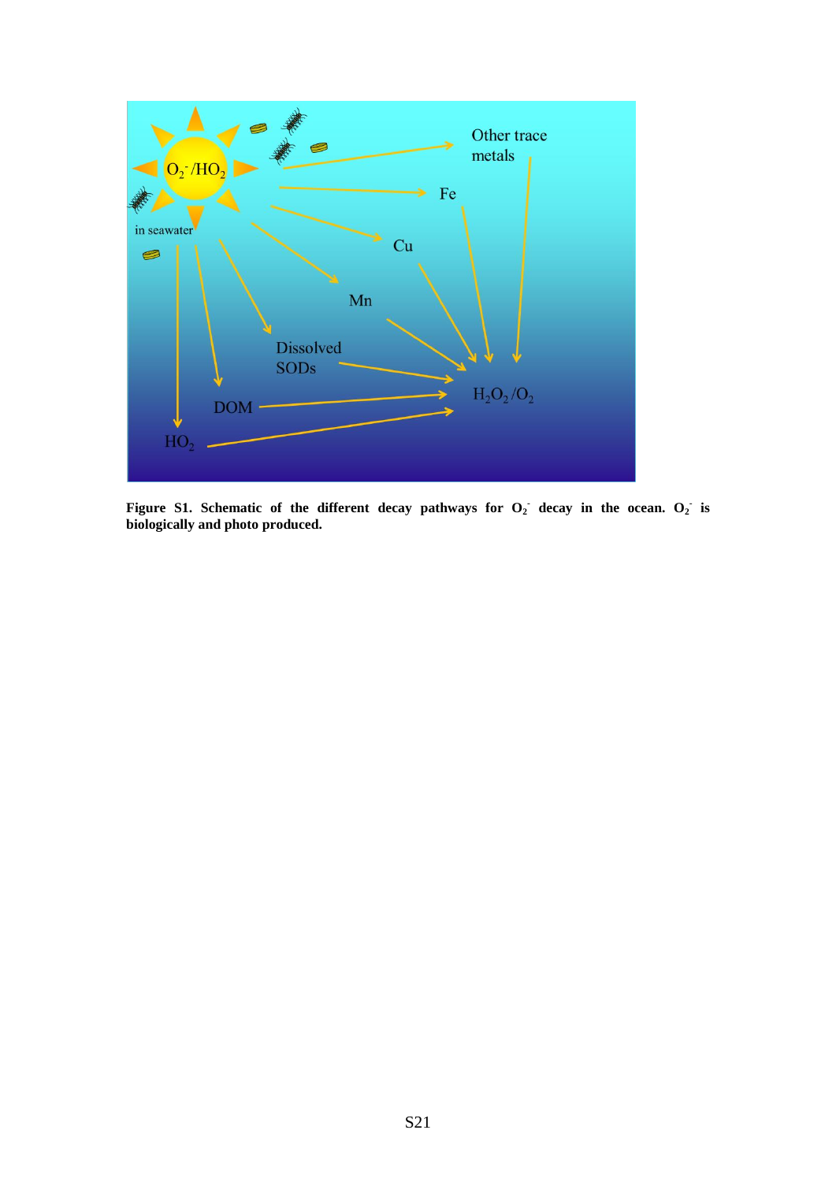**Figure S1. Schematic of the different decay pathways for $O_2^-$ decay in the ocean. $O_2^-$ is biologically and photo produced.**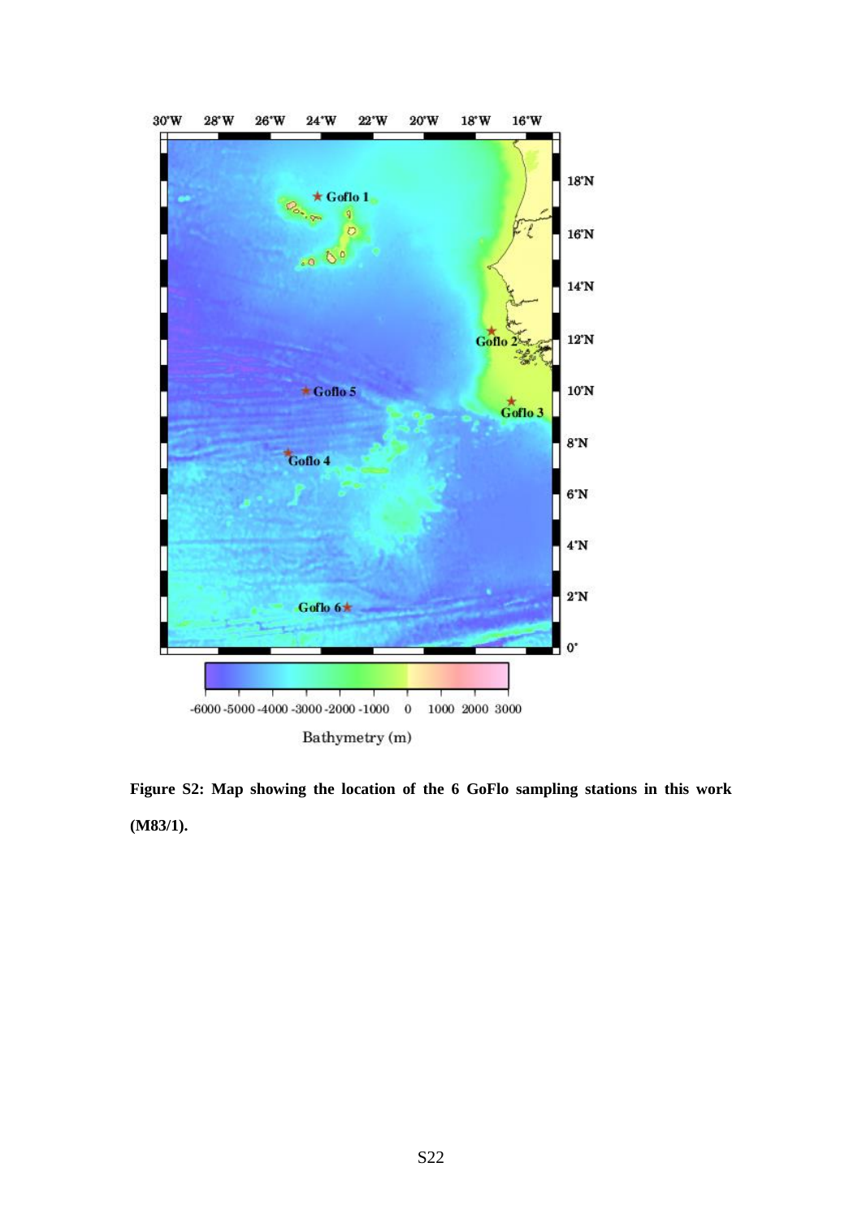**Figure S2: Map showing the location of the 6 GoFlo sampling stations in this work (M83/1).**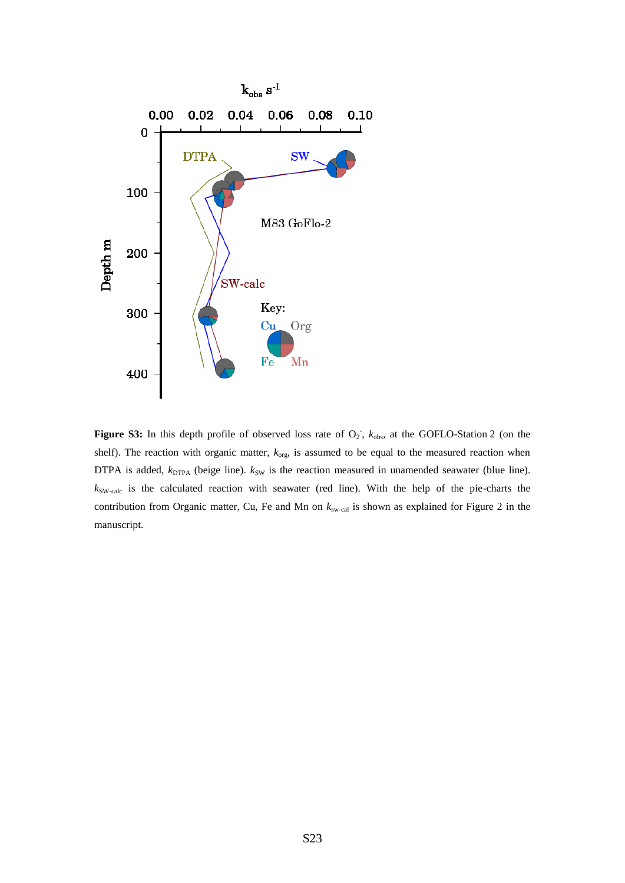**Figure S3:** In this depth profile of observed loss rate of $O_2^-$, $k_{obs}$, at the GOFLO-Station 2 (on the shelf). The reaction with organic matter, $k_{org}$, is assumed to be equal to the measured reaction when DTPA is added, $k_{DTPA}$ (beige line). $k_{SW}$ is the reaction measured in unamended seawater (blue line). $k_{SW\text{-}calc}$ is the calculated reaction with seawater (red line). With the help of the pie-charts the contribution from Organic matter, Cu, Fe and Mn on $k_{sw\text{-}cal}$ is shown as explained for Figure 2 in the manuscript.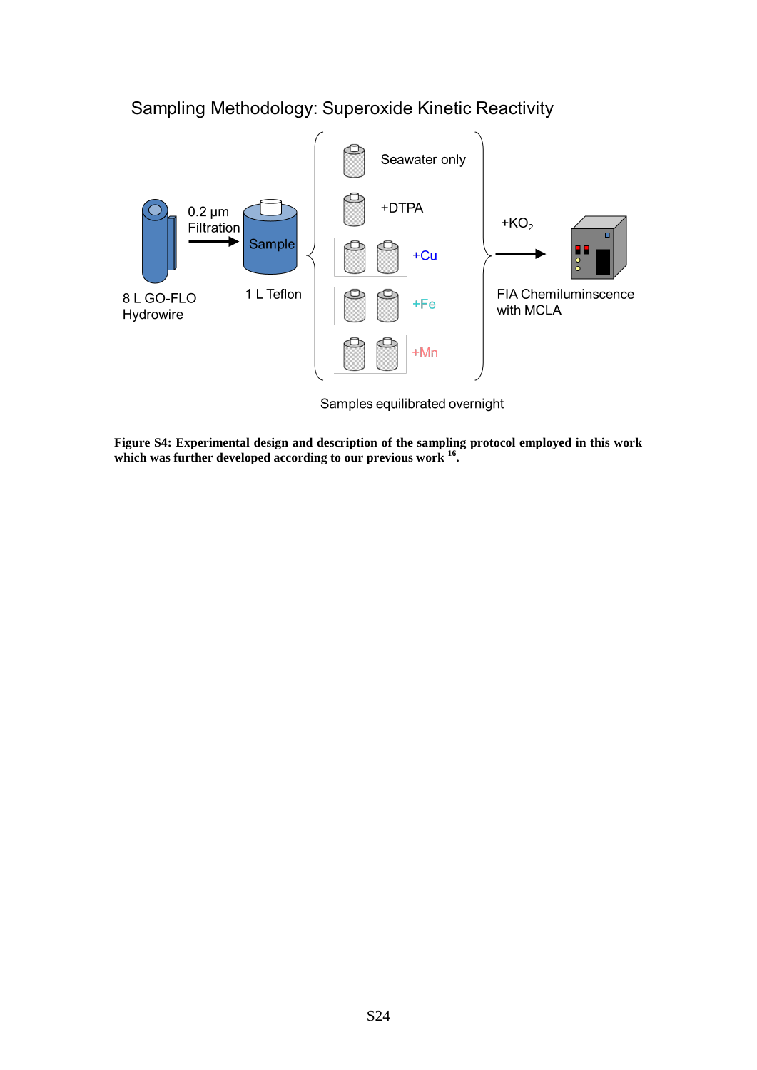Sampling Methodology: Superoxide Kinetic Reactivity

8 L GO-FLO Hydrowire

0.2 µm Filtration

Sample

1 L Teflon

Seawater only

+DTPA

+Cu

+Fe

+Mn

Samples equilibrated overnight

$+KO_2$

FIA Chemiluminscence with MCLA

**Figure S4: Experimental design and description of the sampling protocol employed in this work which was further developed according to our previous work [16].**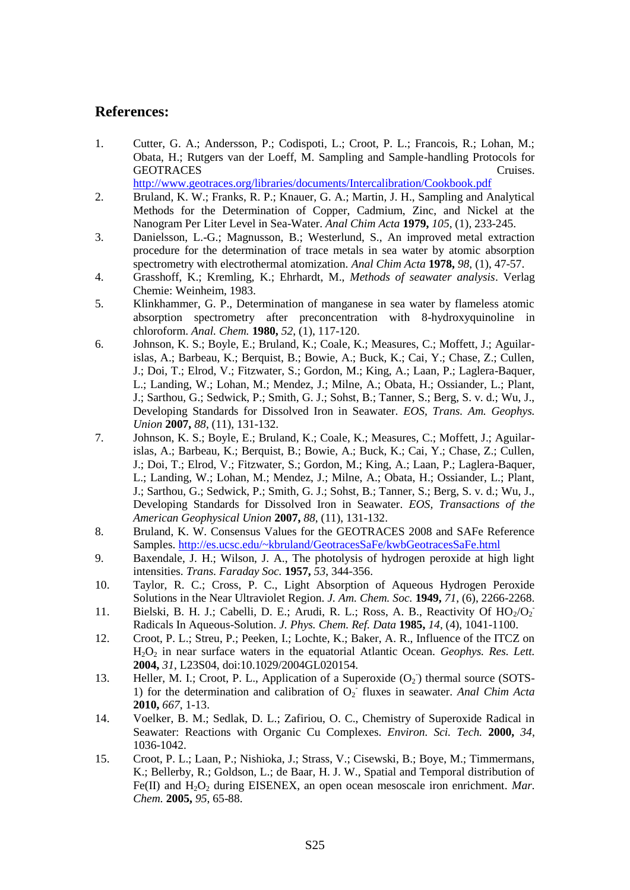## References:

1. Cutter, G. A.; Andersson, P.; Codispoti, L.; Croot, P. L.; Francois, R.; Lohan, M.; Obata, H.; Rutgers van der Loeff, M. Sampling and Sample-handling Protocols for GEOTRACES Cruises. http://www.geotraces.org/libraries/documents/Intercalibration/Cookbook.pdf
2. Bruland, K. W.; Franks, R. P.; Knauer, G. A.; Martin, J. H., Sampling and Analytical Methods for the Determination of Copper, Cadmium, Zinc, and Nickel at the Nanogram Per Liter Level in Sea-Water. *Anal Chim Acta* **1979,** *105*, (1), 233-245.
3. Danielsson, L.-G.; Magnusson, B.; Westerlund, S., An improved metal extraction procedure for the determination of trace metals in sea water by atomic absorption spectrometry with electrothermal atomization. *Anal Chim Acta* **1978,** *98*, (1), 47-57.
4. Grasshoff, K.; Kremling, K.; Ehrhardt, M., *Methods of seawater analysis*. Verlag Chemie: Weinheim, 1983.
5. Klinkhammer, G. P., Determination of manganese in sea water by flameless atomic absorption spectrometry after preconcentration with 8-hydroxyquinoline in chloroform. *Anal. Chem.* **1980,** *52*, (1), 117-120.
6. Johnson, K. S.; Boyle, E.; Bruland, K.; Coale, K.; Measures, C.; Moffett, J.; Aguilar-islas, A.; Barbeau, K.; Berquist, B.; Bowie, A.; Buck, K.; Cai, Y.; Chase, Z.; Cullen, J.; Doi, T.; Elrod, V.; Fitzwater, S.; Gordon, M.; King, A.; Laan, P.; Laglera-Baquer, L.; Landing, W.; Lohan, M.; Mendez, J.; Milne, A.; Obata, H.; Ossiander, L.; Plant, J.; Sarthou, G.; Sedwick, P.; Smith, G. J.; Sohst, B.; Tanner, S.; Berg, S. v. d.; Wu, J., Developing Standards for Dissolved Iron in Seawater. *EOS, Trans. Am. Geophys. Union* **2007,** *88*, (11), 131-132.
7. Johnson, K. S.; Boyle, E.; Bruland, K.; Coale, K.; Measures, C.; Moffett, J.; Aguilar-islas, A.; Barbeau, K.; Berquist, B.; Bowie, A.; Buck, K.; Cai, Y.; Chase, Z.; Cullen, J.; Doi, T.; Elrod, V.; Fitzwater, S.; Gordon, M.; King, A.; Laan, P.; Laglera-Baquer, L.; Landing, W.; Lohan, M.; Mendez, J.; Milne, A.; Obata, H.; Ossiander, L.; Plant, J.; Sarthou, G.; Sedwick, P.; Smith, G. J.; Sohst, B.; Tanner, S.; Berg, S. v. d.; Wu, J., Developing Standards for Dissolved Iron in Seawater. *EOS, Transactions of the American Geophysical Union* **2007,** *88*, (11), 131-132.
8. Bruland, K. W. Consensus Values for the GEOTRACES 2008 and SAFe Reference Samples. http://es.ucsc.edu/~kbruland/GeotracesSaFe/kwbGeotracesSaFe.html
9. Baxendale, J. H.; Wilson, J. A., The photolysis of hydrogen peroxide at high light intensities. *Trans. Faraday Soc.* **1957,** *53*, 344-356.
10. Taylor, R. C.; Cross, P. C., Light Absorption of Aqueous Hydrogen Peroxide Solutions in the Near Ultraviolet Region. *J. Am. Chem. Soc.* **1949,** *71*, (6), 2266-2268.
11. Bielski, B. H. J.; Cabelli, D. E.; Arudi, R. L.; Ross, A. B., Reactivity Of $HO_2/O_2^-$ Radicals In Aqueous-Solution. *J. Phys. Chem. Ref. Data* **1985,** *14*, (4), 1041-1100.
12. Croot, P. L.; Streu, P.; Peeken, I.; Lochte, K.; Baker, A. R., Influence of the ITCZ on $H_2O_2$ in near surface waters in the equatorial Atlantic Ocean. *Geophys. Res. Lett.* **2004,** *31*, L23S04, doi:10.1029/2004GL020154.
13. Heller, M. I.; Croot, P. L., Application of a Superoxide ($O_2^-$) thermal source (SOTS-1) for the determination and calibration of $O_2^-$ fluxes in seawater. *Anal Chim Acta* **2010,** *667*, 1-13.
14. Voelker, B. M.; Sedlak, D. L.; Zafiriou, O. C., Chemistry of Superoxide Radical in Seawater: Reactions with Organic Cu Complexes. *Environ. Sci. Tech.* **2000,** *34*, 1036-1042.
15. Croot, P. L.; Laan, P.; Nishioka, J.; Strass, V.; Cisewski, B.; Boye, M.; Timmermans, K.; Bellerby, R.; Goldson, L.; de Baar, H. J. W., Spatial and Temporal distribution of Fe(II) and $H_2O_2$ during EISENEX, an open ocean mesoscale iron enrichment. *Mar. Chem.* **2005,** *95*, 65-88.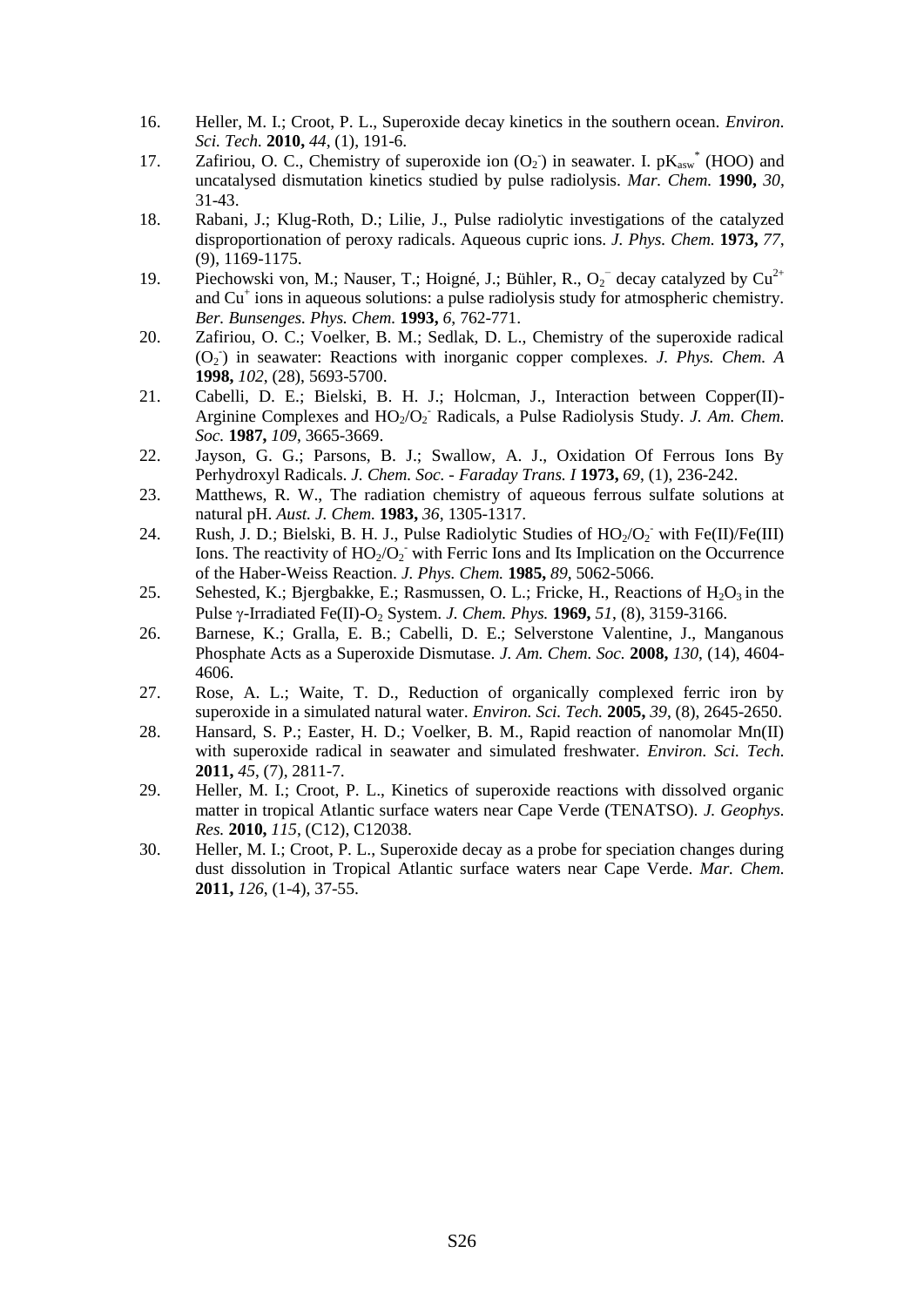16. Heller, M. I.; Croot, P. L., Superoxide decay kinetics in the southern ocean. *Environ. Sci. Tech.* **2010,** *44*, (1), 191-6.
17. Zafiriou, O. C., Chemistry of superoxide ion ($O_2^-$) in seawater. I. $pK_{asw}^*$ (HOO) and uncatalysed dismutation kinetics studied by pulse radiolysis. *Mar. Chem.* **1990,** *30*, 31-43.
18. Rabani, J.; Klug-Roth, D.; Lilie, J., Pulse radiolytic investigations of the catalyzed disproportionation of peroxy radicals. Aqueous cupric ions. *J. Phys. Chem.* **1973,** *77*, (9), 1169-1175.
19. Piechowski von, M.; Nauser, T.; Hoigné, J.; Bühler, R., $O_2^-$ decay catalyzed by $Cu^{2+}$ and $Cu^+$ ions in aqueous solutions: a pulse radiolysis study for atmospheric chemistry. *Ber. Bunsenges. Phys. Chem.* **1993,** *6*, 762-771.
20. Zafiriou, O. C.; Voelker, B. M.; Sedlak, D. L., Chemistry of the superoxide radical ($O_2^-$) in seawater: Reactions with inorganic copper complexes. *J. Phys. Chem. A* **1998,** *102*, (28), 5693-5700.
21. Cabelli, D. E.; Bielski, B. H. J.; Holcman, J., Interaction between Copper(II)-Arginine Complexes and $HO_2/O_2^-$ Radicals, a Pulse Radiolysis Study. *J. Am. Chem. Soc.* **1987,** *109*, 3665-3669.
22. Jayson, G. G.; Parsons, B. J.; Swallow, A. J., Oxidation Of Ferrous Ions By Perhydroxyl Radicals. *J. Chem. Soc. - Faraday Trans. I* **1973,** *69*, (1), 236-242.
23. Matthews, R. W., The radiation chemistry of aqueous ferrous sulfate solutions at natural pH. *Aust. J. Chem.* **1983,** *36*, 1305-1317.
24. Rush, J. D.; Bielski, B. H. J., Pulse Radiolytic Studies of $HO_2/O_2^-$ with Fe(II)/Fe(III) Ions. The reactivity of $HO_2/O_2^-$ with Ferric Ions and Its Implication on the Occurrence of the Haber-Weiss Reaction. *J. Phys. Chem.* **1985,** *89*, 5062-5066.
25. Sehested, K.; Bjergbakke, E.; Rasmussen, O. L.; Fricke, H., Reactions of $H_2O_3$ in the Pulse $\gamma$-Irradiated Fe(II)-$O_2$ System. *J. Chem. Phys.* **1969,** *51*, (8), 3159-3166.
26. Barnese, K.; Gralla, E. B.; Cabelli, D. E.; Selverstone Valentine, J., Manganous Phosphate Acts as a Superoxide Dismutase. *J. Am. Chem. Soc.* **2008,** *130*, (14), 4604-4606.
27. Rose, A. L.; Waite, T. D., Reduction of organically complexed ferric iron by superoxide in a simulated natural water. *Environ. Sci. Tech.* **2005,** *39*, (8), 2645-2650.
28. Hansard, S. P.; Easter, H. D.; Voelker, B. M., Rapid reaction of nanomolar Mn(II) with superoxide radical in seawater and simulated freshwater. *Environ. Sci. Tech.* **2011,** *45*, (7), 2811-7.
29. Heller, M. I.; Croot, P. L., Kinetics of superoxide reactions with dissolved organic matter in tropical Atlantic surface waters near Cape Verde (TENATSO). *J. Geophys. Res.* **2010,** *115*, (C12), C12038.
30. Heller, M. I.; Croot, P. L., Superoxide decay as a probe for speciation changes during dust dissolution in Tropical Atlantic surface waters near Cape Verde. *Mar. Chem.* **2011,** *126*, (1-4), 37-55.